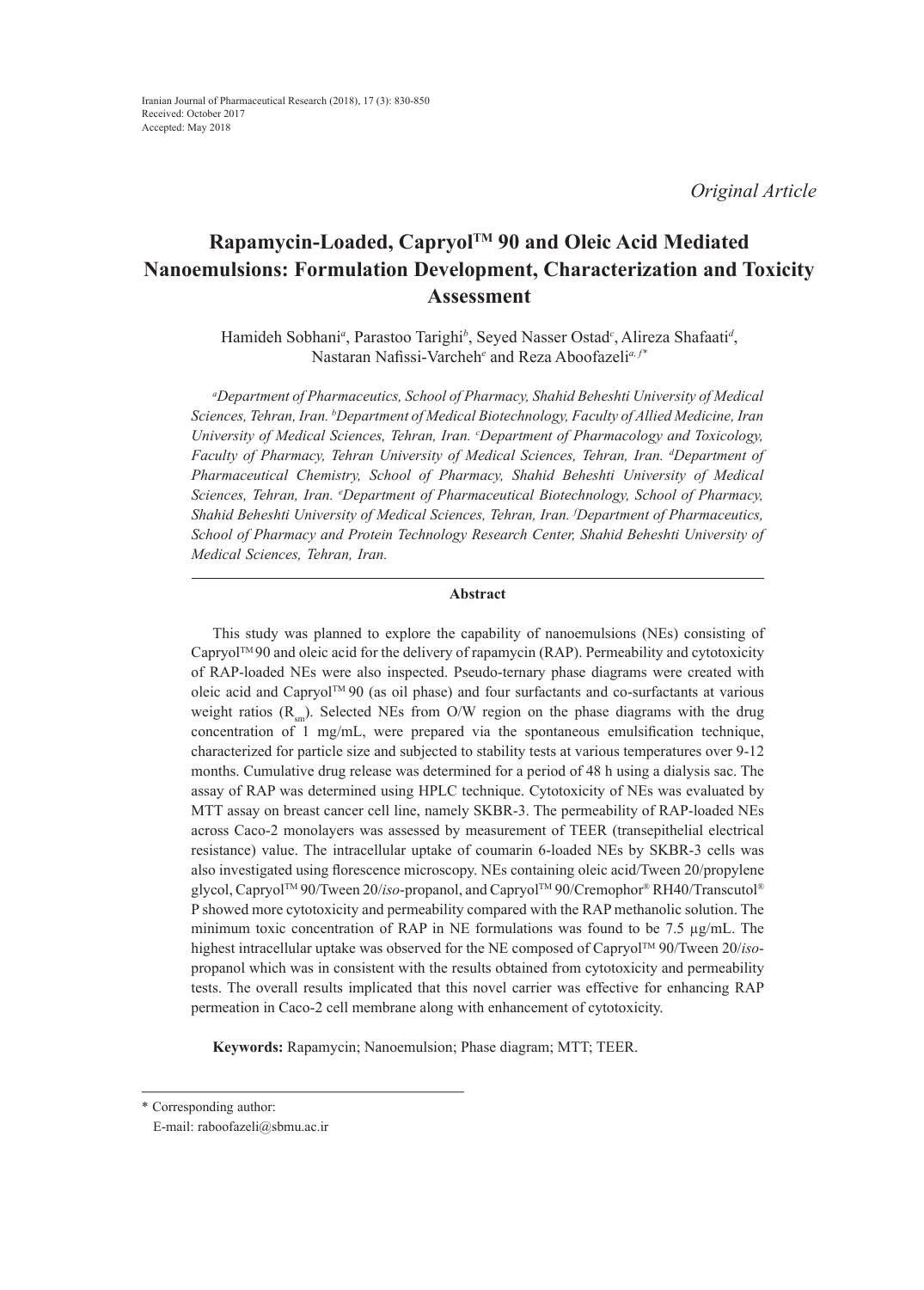Received: October 2017
Accepted: May 2018

*Original Article*

# Rapamycin-Loaded, Capryol™ 90 and Oleic Acid Mediated Nanoemulsions: Formulation Development, Characterization and Toxicity Assessment

Hamideh Sobhani[a], Parastoo Tarighi[b], Seyed Nasser Ostad[c], Alireza Shafaati[d], Nastaran Nafissi-Varcheh[e] and Reza Aboofazeli[a, f]*

*[a]Department of Pharmaceutics, School of Pharmacy, Shahid Beheshti University of Medical Sciences, Tehran, Iran. [b]Department of Medical Biotechnology, Faculty of Allied Medicine, Iran University of Medical Sciences, Tehran, Iran. [c]Department of Pharmacology and Toxicology, Faculty of Pharmacy, Tehran University of Medical Sciences, Tehran, Iran. [d]Department of Pharmaceutical Chemistry, School of Pharmacy, Shahid Beheshti University of Medical Sciences, Tehran, Iran. [e]Department of Pharmaceutical Biotechnology, School of Pharmacy, Shahid Beheshti University of Medical Sciences, Tehran, Iran. [f]Department of Pharmaceutics, School of Pharmacy and Protein Technology Research Center, Shahid Beheshti University of Medical Sciences, Tehran, Iran.*

## Abstract

This study was planned to explore the capability of nanoemulsions (NEs) consisting of Capryol™ 90 and oleic acid for the delivery of rapamycin (RAP). Permeability and cytotoxicity of RAP-loaded NEs were also inspected. Pseudo-ternary phase diagrams were created with oleic acid and Capryol™ 90 (as oil phase) and four surfactants and co-surfactants at various weight ratios ($R_{sm}$). Selected NEs from O/W region on the phase diagrams with the drug concentration of 1 mg/mL, were prepared via the spontaneous emulsification technique, characterized for particle size and subjected to stability tests at various temperatures over 9-12 months. Cumulative drug release was determined for a period of 48 h using a dialysis sac. The assay of RAP was determined using HPLC technique. Cytotoxicity of NEs was evaluated by MTT assay on breast cancer cell line, namely SKBR-3. The permeability of RAP-loaded NEs across Caco-2 monolayers was assessed by measurement of TEER (transepithelial electrical resistance) value. The intracellular uptake of coumarin 6-loaded NEs by SKBR-3 cells was also investigated using florescence microscopy. NEs containing oleic acid/Tween 20/propylene glycol, Capryol™ 90/Tween 20/*iso*-propanol, and Capryol™ 90/Cremophor® RH40/Transcutol® P showed more cytotoxicity and permeability compared with the RAP methanolic solution. The minimum toxic concentration of RAP in NE formulations was found to be 7.5 µg/mL. The highest intracellular uptake was observed for the NE composed of Capryol™ 90/Tween 20/*iso*-propanol which was in consistent with the results obtained from cytotoxicity and permeability tests. The overall results implicated that this novel carrier was effective for enhancing RAP permeation in Caco-2 cell membrane along with enhancement of cytotoxicity.

**Keywords:** Rapamycin; Nanoemulsion; Phase diagram; MTT; TEER.

---

\* Corresponding author:
E-mail: raboofazeli@sbmu.ac.ir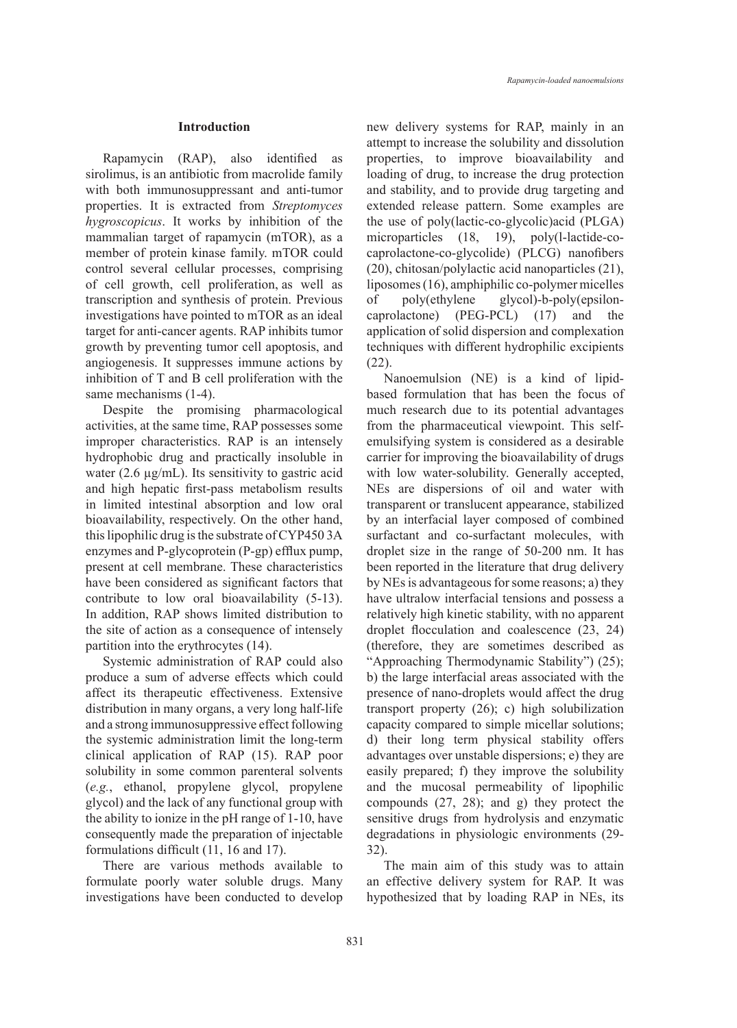## Introduction

Rapamycin (RAP), also identified as sirolimus, is an antibiotic from macrolide family with both immunosuppressant and anti-tumor properties. It is extracted from *Streptomyces hygroscopicus*. It works by inhibition of the mammalian target of rapamycin (mTOR), as a member of protein kinase family. mTOR could control several cellular processes, comprising of cell growth, cell proliferation, as well as transcription and synthesis of protein. Previous investigations have pointed to mTOR as an ideal target for anti-cancer agents. RAP inhibits tumor growth by preventing tumor cell apoptosis, and angiogenesis. It suppresses immune actions by inhibition of T and B cell proliferation with the same mechanisms (1-4).

Despite the promising pharmacological activities, at the same time, RAP possesses some improper characteristics. RAP is an intensely hydrophobic drug and practically insoluble in water (2.6 µg/mL). Its sensitivity to gastric acid and high hepatic first-pass metabolism results in limited intestinal absorption and low oral bioavailability, respectively. On the other hand, this lipophilic drug is the substrate of CYP450 3A enzymes and P-glycoprotein (P-gp) efflux pump, present at cell membrane. These characteristics have been considered as significant factors that contribute to low oral bioavailability (5-13). In addition, RAP shows limited distribution to the site of action as a consequence of intensely partition into the erythrocytes (14).

Systemic administration of RAP could also produce a sum of adverse effects which could affect its therapeutic effectiveness. Extensive distribution in many organs, a very long half-life and a strong immunosuppressive effect following the systemic administration limit the long-term clinical application of RAP (15). RAP poor solubility in some common parenteral solvents (*e.g.*, ethanol, propylene glycol, propylene glycol) and the lack of any functional group with the ability to ionize in the pH range of 1-10, have consequently made the preparation of injectable formulations difficult (11, 16 and 17).

There are various methods available to formulate poorly water soluble drugs. Many investigations have been conducted to develop new delivery systems for RAP, mainly in an attempt to increase the solubility and dissolution properties, to improve bioavailability and loading of drug, to increase the drug protection and stability, and to provide drug targeting and extended release pattern. Some examples are the use of poly(lactic-co-glycolic)acid (PLGA) microparticles (18, 19), poly(l-lactide-co-caprolactone-co-glycolide) (PLCG) nanofibers (20), chitosan/polylactic acid nanoparticles (21), liposomes (16), amphiphilic co-polymer micelles of poly(ethylene glycol)-b-poly(epsilon-caprolactone) (PEG-PCL) (17) and the application of solid dispersion and complexation techniques with different hydrophilic excipients (22).

Nanoemulsion (NE) is a kind of lipid-based formulation that has been the focus of much research due to its potential advantages from the pharmaceutical viewpoint. This self-emulsifying system is considered as a desirable carrier for improving the bioavailability of drugs with low water-solubility. Generally accepted, NEs are dispersions of oil and water with transparent or translucent appearance, stabilized by an interfacial layer composed of combined surfactant and co-surfactant molecules, with droplet size in the range of 50-200 nm. It has been reported in the literature that drug delivery by NEs is advantageous for some reasons; a) they have ultralow interfacial tensions and possess a relatively high kinetic stability, with no apparent droplet flocculation and coalescence (23, 24) (therefore, they are sometimes described as "Approaching Thermodynamic Stability") (25); b) the large interfacial areas associated with the presence of nano-droplets would affect the drug transport property (26); c) high solubilization capacity compared to simple micellar solutions; d) their long term physical stability offers advantages over unstable dispersions; e) they are easily prepared; f) they improve the solubility and the mucosal permeability of lipophilic compounds (27, 28); and g) they protect the sensitive drugs from hydrolysis and enzymatic degradations in physiologic environments (29-32).

The main aim of this study was to attain an effective delivery system for RAP. It was hypothesized that by loading RAP in NEs, its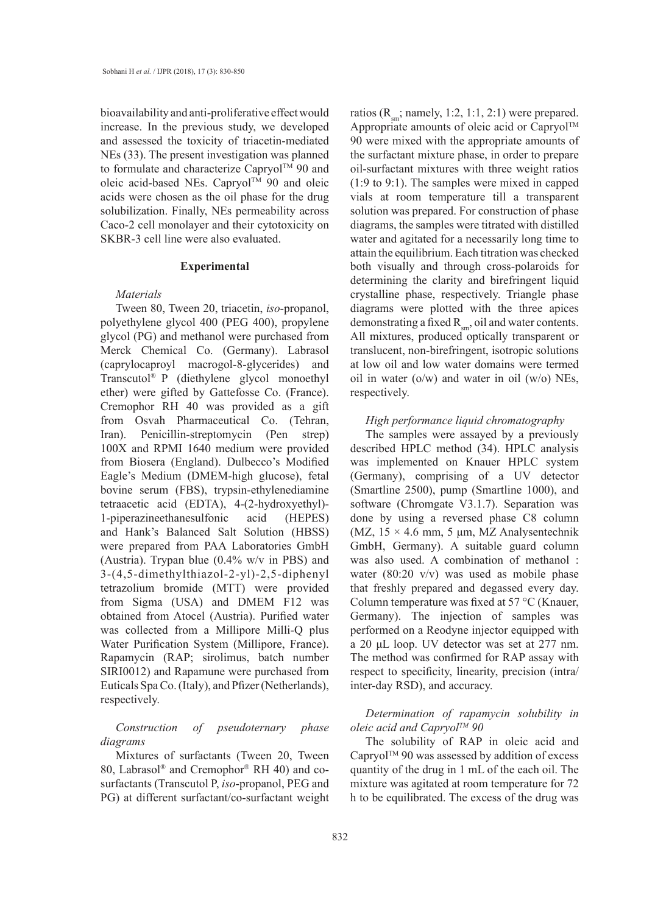bioavailability and anti-proliferative effect would increase. In the previous study, we developed and assessed the toxicity of triacetin-mediated NEs (33). The present investigation was planned to formulate and characterize Capryol™ 90 and oleic acid-based NEs. Capryol™ 90 and oleic acids were chosen as the oil phase for the drug solubilization. Finally, NEs permeability across Caco-2 cell monolayer and their cytotoxicity on SKBR-3 cell line were also evaluated.

## Experimental

### *Materials*

Tween 80, Tween 20, triacetin, *iso*-propanol, polyethylene glycol 400 (PEG 400), propylene glycol (PG) and methanol were purchased from Merck Chemical Co. (Germany). Labrasol (caprylocaproyl macrogol-8-glycerides) and Transcutol® P (diethylene glycol monoethyl ether) were gifted by Gattefosse Co. (France). Cremophor RH 40 was provided as a gift from Osvah Pharmaceutical Co. (Tehran, Iran). Penicillin-streptomycin (Pen strep) 100X and RPMI 1640 medium were provided from Biosera (England). Dulbecco's Modified Eagle's Medium (DMEM-high glucose), fetal bovine serum (FBS), trypsin-ethylenediamine tetraacetic acid (EDTA), 4-(2-hydroxyethyl)-1-piperazineethanesulfonic acid (HEPES) and Hank's Balanced Salt Solution (HBSS) were prepared from PAA Laboratories GmbH (Austria). Trypan blue (0.4% w/v in PBS) and 3-(4,5-dimethylthiazol-2-yl)-2,5-diphenyl tetrazolium bromide (MTT) were provided from Sigma (USA) and DMEM F12 was obtained from Atocel (Austria). Purified water was collected from a Millipore Milli-Q plus Water Purification System (Millipore, France). Rapamycin (RAP; sirolimus, batch number SIRI0012) and Rapamune were purchased from Euticals Spa Co. (Italy), and Pfizer (Netherlands), respectively.

### *Construction of pseudoternary phase diagrams*

Mixtures of surfactants (Tween 20, Tween 80, Labrasol® and Cremophor® RH 40) and co-surfactants (Transcutol P, *iso*-propanol, PEG and PG) at different surfactant/co-surfactant weight ratios ($R_{sm}$; namely, 1:2, 1:1, 2:1) were prepared. Appropriate amounts of oleic acid or Capryol™ 90 were mixed with the appropriate amounts of the surfactant mixture phase, in order to prepare oil-surfactant mixtures with three weight ratios (1:9 to 9:1). The samples were mixed in capped vials at room temperature till a transparent solution was prepared. For construction of phase diagrams, the samples were titrated with distilled water and agitated for a necessarily long time to attain the equilibrium. Each titration was checked both visually and through cross-polaroids for determining the clarity and birefringent liquid crystalline phase, respectively. Triangle phase diagrams were plotted with the three apices demonstrating a fixed $R_{sm}$, oil and water contents. All mixtures, produced optically transparent or translucent, non-birefringent, isotropic solutions at low oil and low water domains were termed oil in water (o/w) and water in oil (w/o) NEs, respectively.

### *High performance liquid chromatography*

The samples were assayed by a previously described HPLC method (34). HPLC analysis was implemented on Knauer HPLC system (Germany), comprising of a UV detector (Smartline 2500), pump (Smartline 1000), and software (Chromgate V3.1.7). Separation was done by using a reversed phase C8 column (MZ, 15 × 4.6 mm, 5 µm, MZ Analysentechnik GmbH, Germany). A suitable guard column was also used. A combination of methanol : water (80:20 v/v) was used as mobile phase that freshly prepared and degassed every day. Column temperature was fixed at 57 °C (Knauer, Germany). The injection of samples was performed on a Reodyne injector equipped with a 20 µL loop. UV detector was set at 277 nm. The method was confirmed for RAP assay with respect to specificity, linearity, precision (intra/inter-day RSD), and accuracy.

### *Determination of rapamycin solubility in oleic acid and Capryol™ 90*

The solubility of RAP in oleic acid and Capryol™ 90 was assessed by addition of excess quantity of the drug in 1 mL of the each oil. The mixture was agitated at room temperature for 72 h to be equilibrated. The excess of the drug was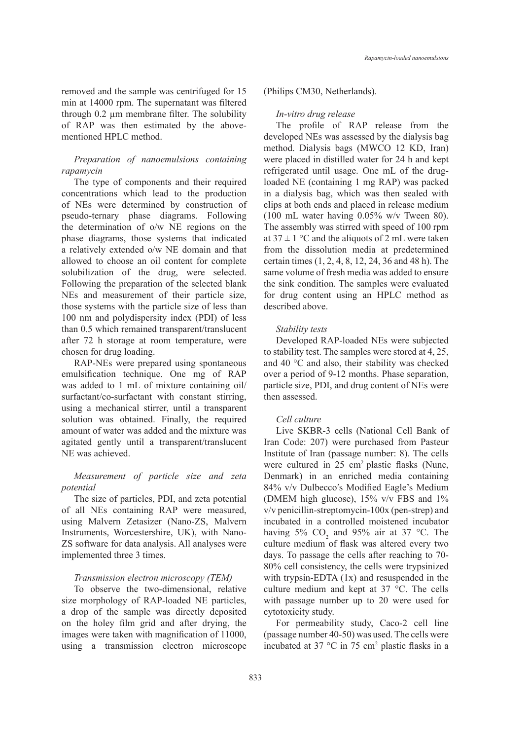removed and the sample was centrifuged for 15 min at 14000 rpm. The supernatant was filtered through 0.2 µm membrane filter. The solubility of RAP was then estimated by the above-mentioned HPLC method.

### *Preparation of nanoemulsions containing rapamycin*

The type of components and their required concentrations which lead to the production of NEs were determined by construction of pseudo-ternary phase diagrams. Following the determination of o/w NE regions on the phase diagrams, those systems that indicated a relatively extended o/w NE domain and that allowed to choose an oil content for complete solubilization of the drug, were selected. Following the preparation of the selected blank NEs and measurement of their particle size, those systems with the particle size of less than 100 nm and polydispersity index (PDI) of less than 0.5 which remained transparent/translucent after 72 h storage at room temperature, were chosen for drug loading.

RAP-NEs were prepared using spontaneous emulsification technique. One mg of RAP was added to 1 mL of mixture containing oil/surfactant/co-surfactant with constant stirring, using a mechanical stirrer, until a transparent solution was obtained. Finally, the required amount of water was added and the mixture was agitated gently until a transparent/translucent NE was achieved.

### *Measurement of particle size and zeta potential*

The size of particles, PDI, and zeta potential of all NEs containing RAP were measured, using Malvern Zetasizer (Nano-ZS, Malvern Instruments, Worcestershire, UK), with Nano-ZS software for data analysis. All analyses were implemented three 3 times.

### *Transmission electron microscopy (TEM)*

To observe the two-dimensional, relative size morphology of RAP-loaded NE particles, a drop of the sample was directly deposited on the holey film grid and after drying, the images were taken with magnification of 11000, using a transmission electron microscope (Philips CM30, Netherlands).

### *In-vitro drug release*

The profile of RAP release from the developed NEs was assessed by the dialysis bag method. Dialysis bags (MWCO 12 KD, Iran) were placed in distilled water for 24 h and kept refrigerated until usage. One mL of the drug-loaded NE (containing 1 mg RAP) was packed in a dialysis bag, which was then sealed with clips at both ends and placed in release medium (100 mL water having 0.05% w/v Tween 80). The assembly was stirred with speed of 100 rpm at 37 ± 1 °C and the aliquots of 2 mL were taken from the dissolution media at predetermined certain times (1, 2, 4, 8, 12, 24, 36 and 48 h). The same volume of fresh media was added to ensure the sink condition. The samples were evaluated for drug content using an HPLC method as described above.

### *Stability tests*

Developed RAP-loaded NEs were subjected to stability test. The samples were stored at 4, 25, and 40 °C and also, their stability was checked over a period of 9-12 months. Phase separation, particle size, PDI, and drug content of NEs were then assessed.

### *Cell culture*

Live SKBR-3 cells (National Cell Bank of Iran Code: 207) were purchased from Pasteur Institute of Iran (passage number: 8). The cells were cultured in 25 $cm^2$ plastic flasks (Nunc, Denmark) in an enriched media containing 84% v/v Dulbecco′s Modified Eagle's Medium (DMEM high glucose), 15% v/v FBS and 1% v/v penicillin-streptomycin-100x (pen-strep) and incubated in a controlled moistened incubator having 5% $CO_2$ and 95% air at 37 °C. The culture medium of flask was altered every two days. To passage the cells after reaching to 70-80% cell consistency, the cells were trypsinized with trypsin-EDTA (1x) and resuspended in the culture medium and kept at 37 °C. The cells with passage number up to 20 were used for cytotoxicity study.

For permeability study, Caco-2 cell line (passage number 40-50) was used. The cells were incubated at 37 °C in 75 $cm^2$ plastic flasks in a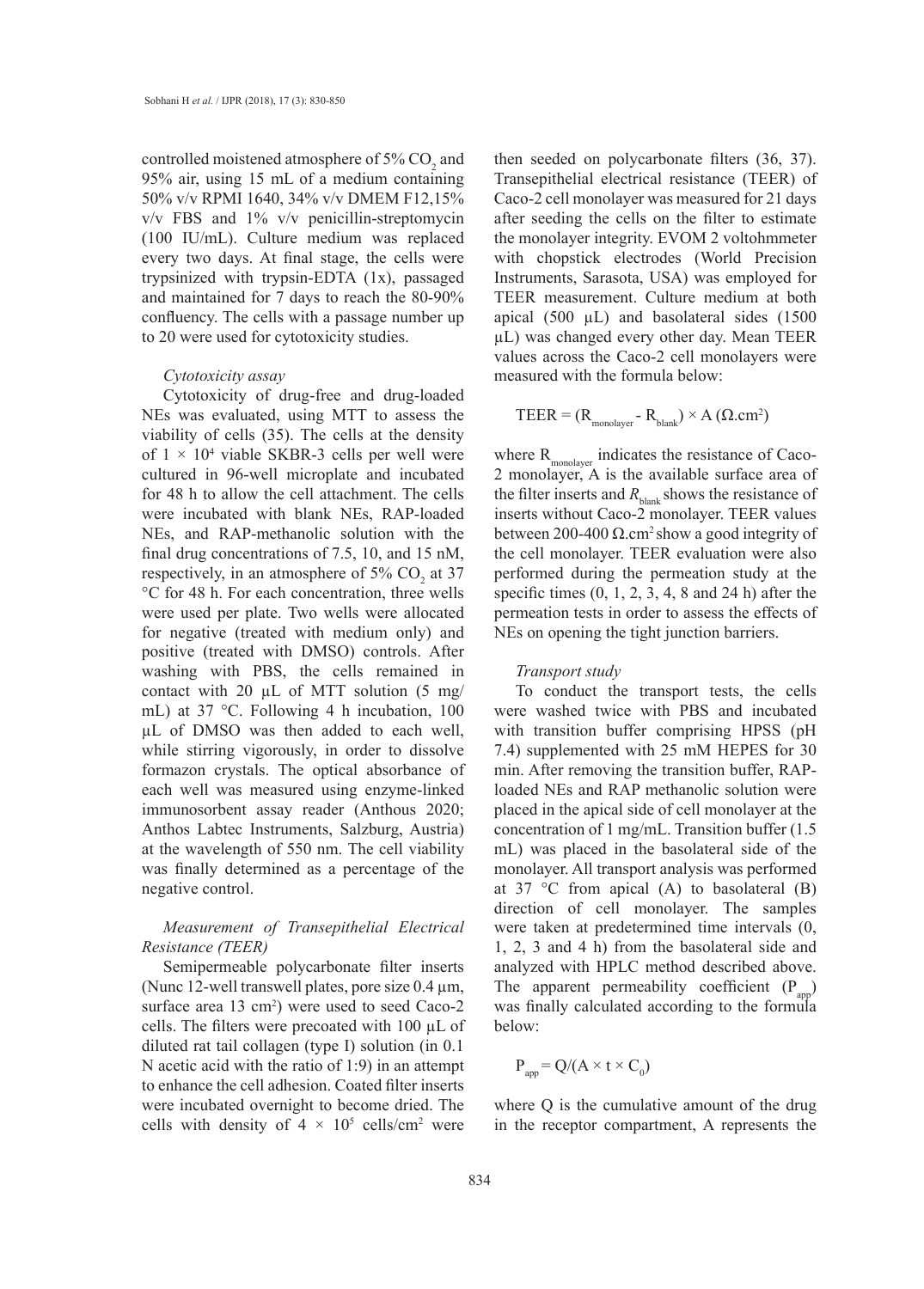controlled moistened atmosphere of 5% $CO_2$ and 95% air, using 15 mL of a medium containing 50% v/v RPMI 1640, 34% v/v DMEM F12,15% v/v FBS and 1% v/v penicillin-streptomycin (100 IU/mL). Culture medium was replaced every two days. At final stage, the cells were trypsinized with trypsin-EDTA (1x), passaged and maintained for 7 days to reach the 80-90% confluency. The cells with a passage number up to 20 were used for cytotoxicity studies.

*Cytotoxicity assay*

Cytotoxicity of drug-free and drug-loaded NEs was evaluated, using MTT to assess the viability of cells (35). The cells at the density of $1 \times 10^4$ viable SKBR-3 cells per well were cultured in 96-well microplate and incubated for 48 h to allow the cell attachment. The cells were incubated with blank NEs, RAP-loaded NEs, and RAP-methanolic solution with the final drug concentrations of 7.5, 10, and 15 nM, respectively, in an atmosphere of 5% $CO_2$ at 37 °C for 48 h. For each concentration, three wells were used per plate. Two wells were allocated for negative (treated with medium only) and positive (treated with DMSO) controls. After washing with PBS, the cells remained in contact with 20 µL of MTT solution (5 mg/mL) at 37 °C. Following 4 h incubation, 100 µL of DMSO was then added to each well, while stirring vigorously, in order to dissolve formazon crystals. The optical absorbance of each well was measured using enzyme-linked immunosorbent assay reader (Anthous 2020; Anthos Labtec Instruments, Salzburg, Austria) at the wavelength of 550 nm. The cell viability was finally determined as a percentage of the negative control.

*Measurement of Transepithelial Electrical Resistance (TEER)*

Semipermeable polycarbonate filter inserts (Nunc 12-well transwell plates, pore size 0.4 µm, surface area 13 cm²) were used to seed Caco-2 cells. The filters were precoated with 100 µL of diluted rat tail collagen (type I) solution (in 0.1 N acetic acid with the ratio of 1:9) in an attempt to enhance the cell adhesion. Coated filter inserts were incubated overnight to become dried. The cells with density of $4 \times 10^5$ cells/cm² were then seeded on polycarbonate filters (36, 37). Transepithelial electrical resistance (TEER) of Caco-2 cell monolayer was measured for 21 days after seeding the cells on the filter to estimate the monolayer integrity. EVOM 2 voltohmmeter with chopstick electrodes (World Precision Instruments, Sarasota, USA) was employed for TEER measurement. Culture medium at both apical (500 µL) and basolateral sides (1500 µL) was changed every other day. Mean TEER values across the Caco-2 cell monolayers were measured with the formula below:

$$TEER = (R_{monolayer} - R_{blank}) \times A \; (\Omega.cm^2)$$

where $R_{monolayer}$ indicates the resistance of Caco-2 monolayer, A is the available surface area of the filter inserts and $R_{blank}$ shows the resistance of inserts without Caco-2 monolayer. TEER values between 200-400 Ω.cm² show a good integrity of the cell monolayer. TEER evaluation were also performed during the permeation study at the specific times (0, 1, 2, 3, 4, 8 and 24 h) after the permeation tests in order to assess the effects of NEs on opening the tight junction barriers.

*Transport study*

To conduct the transport tests, the cells were washed twice with PBS and incubated with transition buffer comprising HPSS (pH 7.4) supplemented with 25 mM HEPES for 30 min. After removing the transition buffer, RAP-loaded NEs and RAP methanolic solution were placed in the apical side of cell monolayer at the concentration of 1 mg/mL. Transition buffer (1.5 mL) was placed in the basolateral side of the monolayer. All transport analysis was performed at 37 °C from apical (A) to basolateral (B) direction of cell monolayer. The samples were taken at predetermined time intervals (0, 1, 2, 3 and 4 h) from the basolateral side and analyzed with HPLC method described above. The apparent permeability coefficient ($P_{app}$) was finally calculated according to the formula below:

$$P_{app} = Q/(A \times t \times C_0)$$

where Q is the cumulative amount of the drug in the receptor compartment, A represents the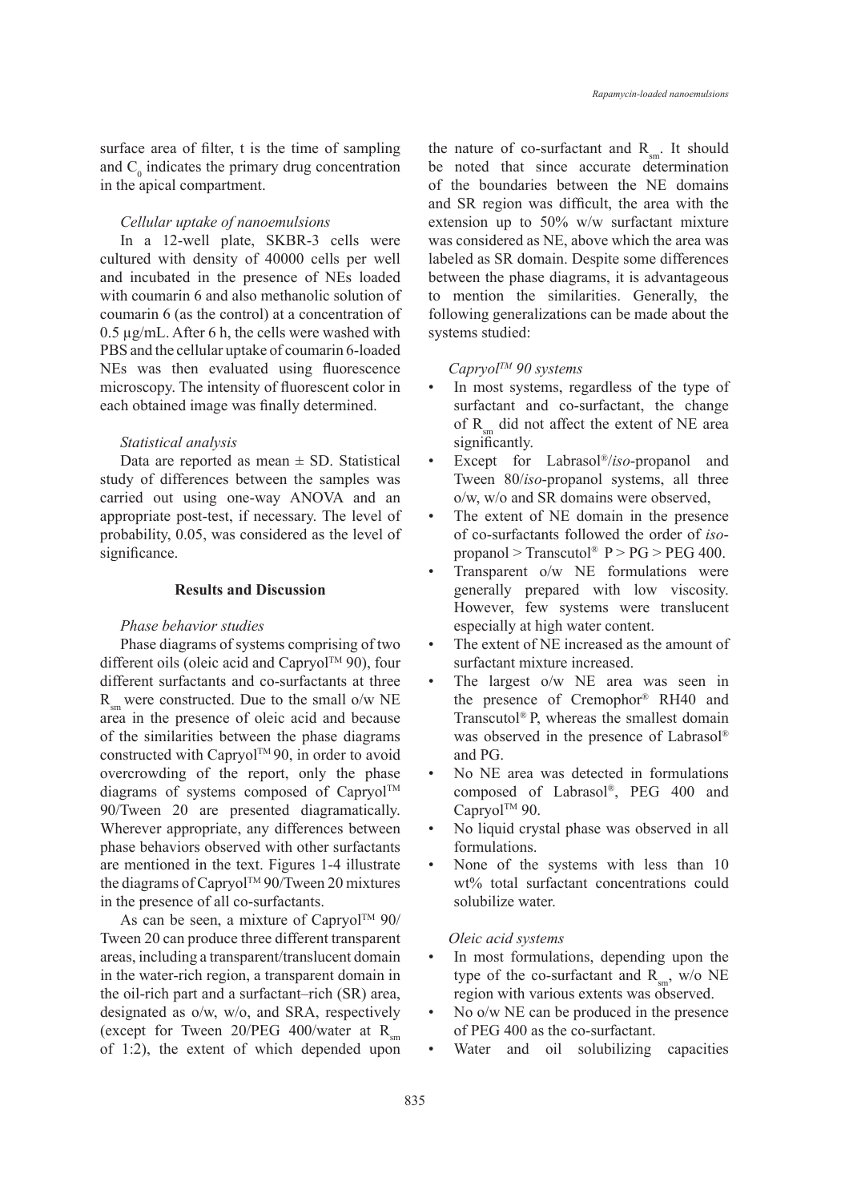surface area of filter, t is the time of sampling and $C_0$ indicates the primary drug concentration in the apical compartment.

### *Cellular uptake of nanoemulsions*

In a 12-well plate, SKBR-3 cells were cultured with density of 40000 cells per well and incubated in the presence of NEs loaded with coumarin 6 and also methanolic solution of coumarin 6 (as the control) at a concentration of 0.5 µg/mL. After 6 h, the cells were washed with PBS and the cellular uptake of coumarin 6-loaded NEs was then evaluated using fluorescence microscopy. The intensity of fluorescent color in each obtained image was finally determined.

### *Statistical analysis*

Data are reported as mean ± SD. Statistical study of differences between the samples was carried out using one-way ANOVA and an appropriate post-test, if necessary. The level of probability, 0.05, was considered as the level of significance.

## Results and Discussion

### *Phase behavior studies*

Phase diagrams of systems comprising of two different oils (oleic acid and Capryol™ 90), four different surfactants and co-surfactants at three $R_{sm}$ were constructed. Due to the small o/w NE area in the presence of oleic acid and because of the similarities between the phase diagrams constructed with Capryol™ 90, in order to avoid overcrowding of the report, only the phase diagrams of systems composed of Capryol™ 90/Tween 20 are presented diagramatically. Wherever appropriate, any differences between phase behaviors observed with other surfactants are mentioned in the text. Figures 1-4 illustrate the diagrams of Capryol™ 90/Tween 20 mixtures in the presence of all co-surfactants.

As can be seen, a mixture of Capryol™ 90/Tween 20 can produce three different transparent areas, including a transparent/translucent domain in the water-rich region, a transparent domain in the oil-rich part and a surfactant–rich (SR) area, designated as o/w, w/o, and SRA, respectively (except for Tween 20/PEG 400/water at $R_{sm}$ of 1:2), the extent of which depended upon the nature of co-surfactant and $R_{sm}$. It should be noted that since accurate determination of the boundaries between the NE domains and SR region was difficult, the area with the extension up to 50% w/w surfactant mixture was considered as NE, above which the area was labeled as SR domain. Despite some differences between the phase diagrams, it is advantageous to mention the similarities. Generally, the following generalizations can be made about the systems studied:

*Capryol™ 90 systems*

- In most systems, regardless of the type of surfactant and co-surfactant, the change of $R_{sm}$ did not affect the extent of NE area significantly.
- Except for Labrasol®/*iso*-propanol and Tween 80/*iso*-propanol systems, all three o/w, w/o and SR domains were observed,
- The extent of NE domain in the presence of co-surfactants followed the order of *iso*-propanol > Transcutol® P > PG > PEG 400.
- Transparent o/w NE formulations were generally prepared with low viscosity. However, few systems were translucent especially at high water content.
- The extent of NE increased as the amount of surfactant mixture increased.
- The largest o/w NE area was seen in the presence of Cremophor® RH40 and Transcutol® P, whereas the smallest domain was observed in the presence of Labrasol® and PG.
- No NE area was detected in formulations composed of Labrasol®, PEG 400 and Capryol™ 90.
- No liquid crystal phase was observed in all formulations.
- None of the systems with less than 10 wt% total surfactant concentrations could solubilize water.

*Oleic acid systems*

- In most formulations, depending upon the type of the co-surfactant and $R_{sm}$, w/o NE region with various extents was observed.
- No o/w NE can be produced in the presence of PEG 400 as the co-surfactant.
- Water and oil solubilizing capacities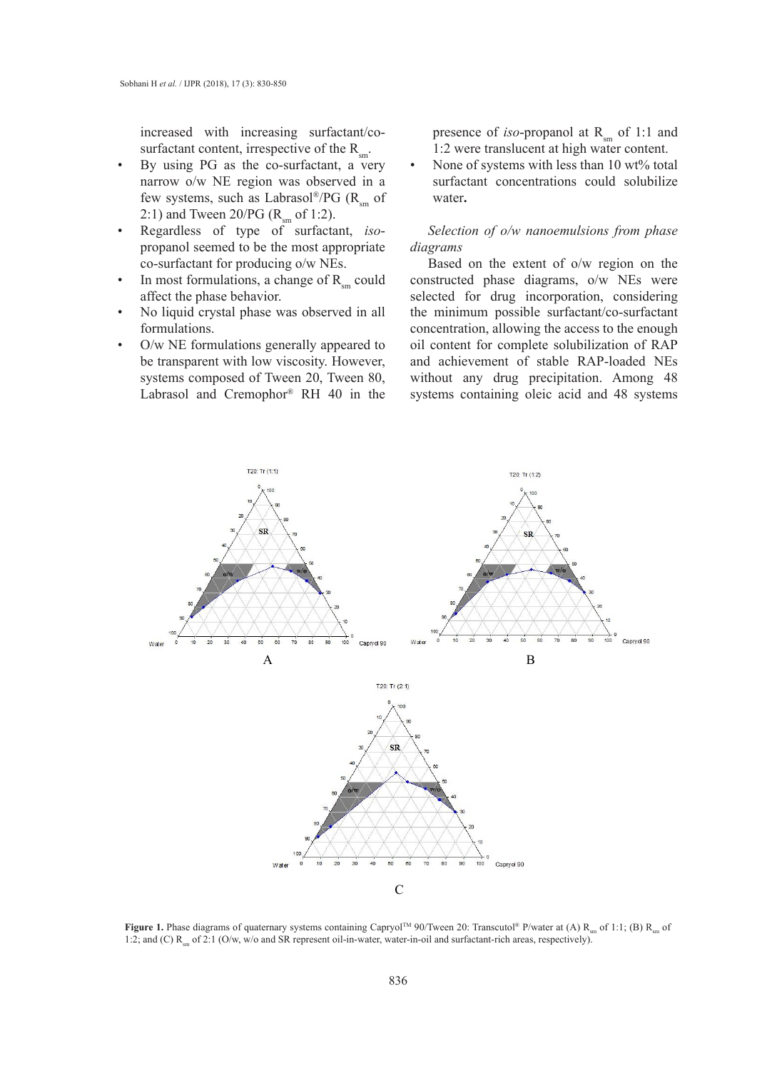increased with increasing surfactant/co-surfactant content, irrespective of the $R_{sm}$.

- By using PG as the co-surfactant, a very narrow o/w NE region was observed in a few systems, such as Labrasol®/PG ($R_{sm}$ of 2:1) and Tween 20/PG ($R_{sm}$ of 1:2).
- Regardless of type of surfactant, *iso*-propanol seemed to be the most appropriate co-surfactant for producing o/w NEs.
- In most formulations, a change of $R_{sm}$ could affect the phase behavior.
- No liquid crystal phase was observed in all formulations.
- O/w NE formulations generally appeared to be transparent with low viscosity. However, systems composed of Tween 20, Tween 80, Labrasol and Cremophor® RH 40 in the presence of *iso*-propanol at $R_{sm}$ of 1:1 and 1:2 were translucent at high water content.
- None of systems with less than 10 wt% total surfactant concentrations could solubilize water**.**

*Selection of o/w nanoemulsions from phase diagrams*

Based on the extent of o/w region on the constructed phase diagrams, o/w NEs were selected for drug incorporation, considering the minimum possible surfactant/co-surfactant concentration, allowing the access to the enough oil content for complete solubilization of RAP and achievement of stable RAP-loaded NEs without any drug precipitation. Among 48 systems containing oleic acid and 48 systems

**Figure 1.** Phase diagrams of quaternary systems containing Capryol™ 90/Tween 20: Transcutol® P/water at (A) $R_{sm}$ of 1:1; (B) $R_{sm}$ of 1:2; and (C) $R_{sm}$ of 2:1 (O/w, w/o and SR represent oil-in-water, water-in-oil and surfactant-rich areas, respectively).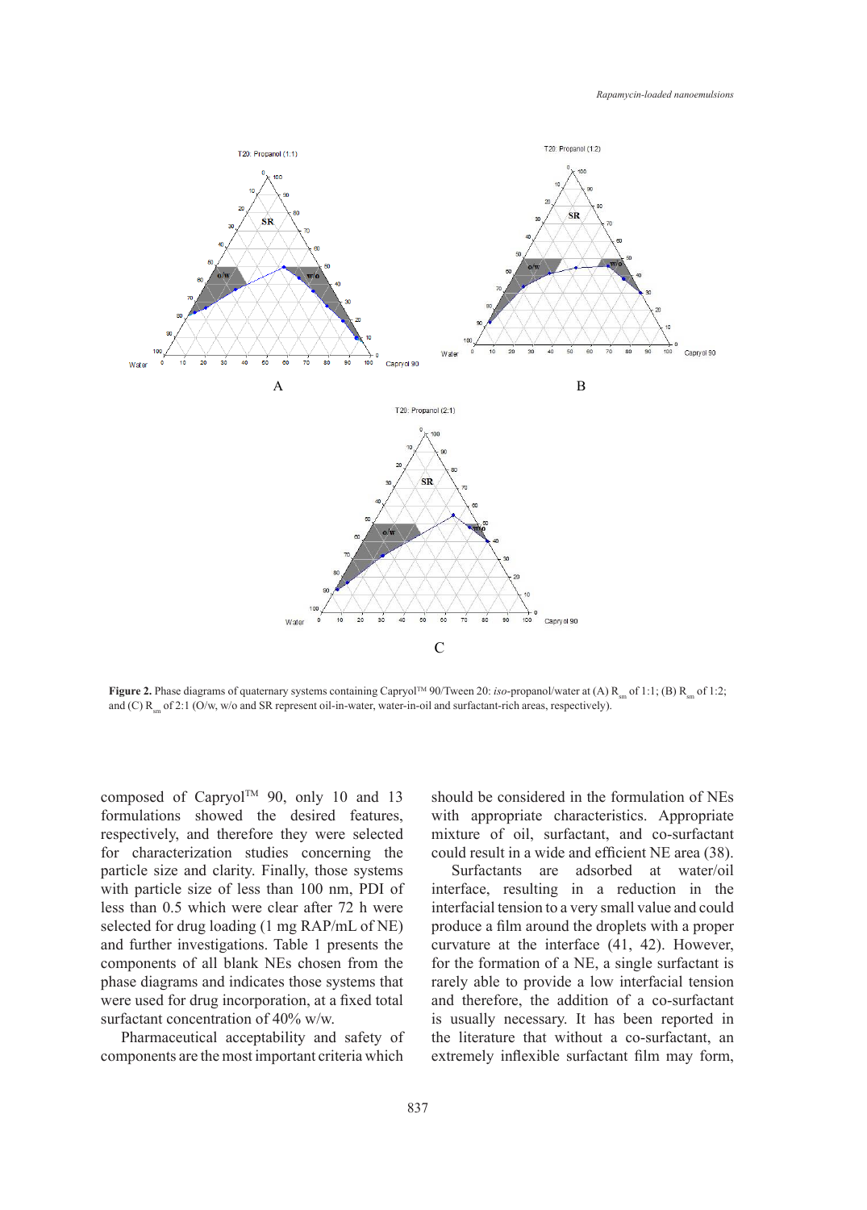**Figure 2.** Phase diagrams of quaternary systems containing Capryol™ 90/Tween 20: *iso*-propanol/water at (A) $R_{sm}$ of 1:1; (B) $R_{sm}$ of 1:2; and (C) $R_{sm}$ of 2:1 (O/w, w/o and SR represent oil-in-water, water-in-oil and surfactant-rich areas, respectively).

composed of Capryol™ 90, only 10 and 13 formulations showed the desired features, respectively, and therefore they were selected for characterization studies concerning the particle size and clarity. Finally, those systems with particle size of less than 100 nm, PDI of less than 0.5 which were clear after 72 h were selected for drug loading (1 mg RAP/mL of NE) and further investigations. Table 1 presents the components of all blank NEs chosen from the phase diagrams and indicates those systems that were used for drug incorporation, at a fixed total surfactant concentration of 40% w/w.

Pharmaceutical acceptability and safety of components are the most important criteria which should be considered in the formulation of NEs with appropriate characteristics. Appropriate mixture of oil, surfactant, and co-surfactant could result in a wide and efficient NE area (38).

Surfactants are adsorbed at water/oil interface, resulting in a reduction in the interfacial tension to a very small value and could produce a film around the droplets with a proper curvature at the interface (41, 42). However, for the formation of a NE, a single surfactant is rarely able to provide a low interfacial tension and therefore, the addition of a co-surfactant is usually necessary. It has been reported in the literature that without a co-surfactant, an extremely inflexible surfactant film may form,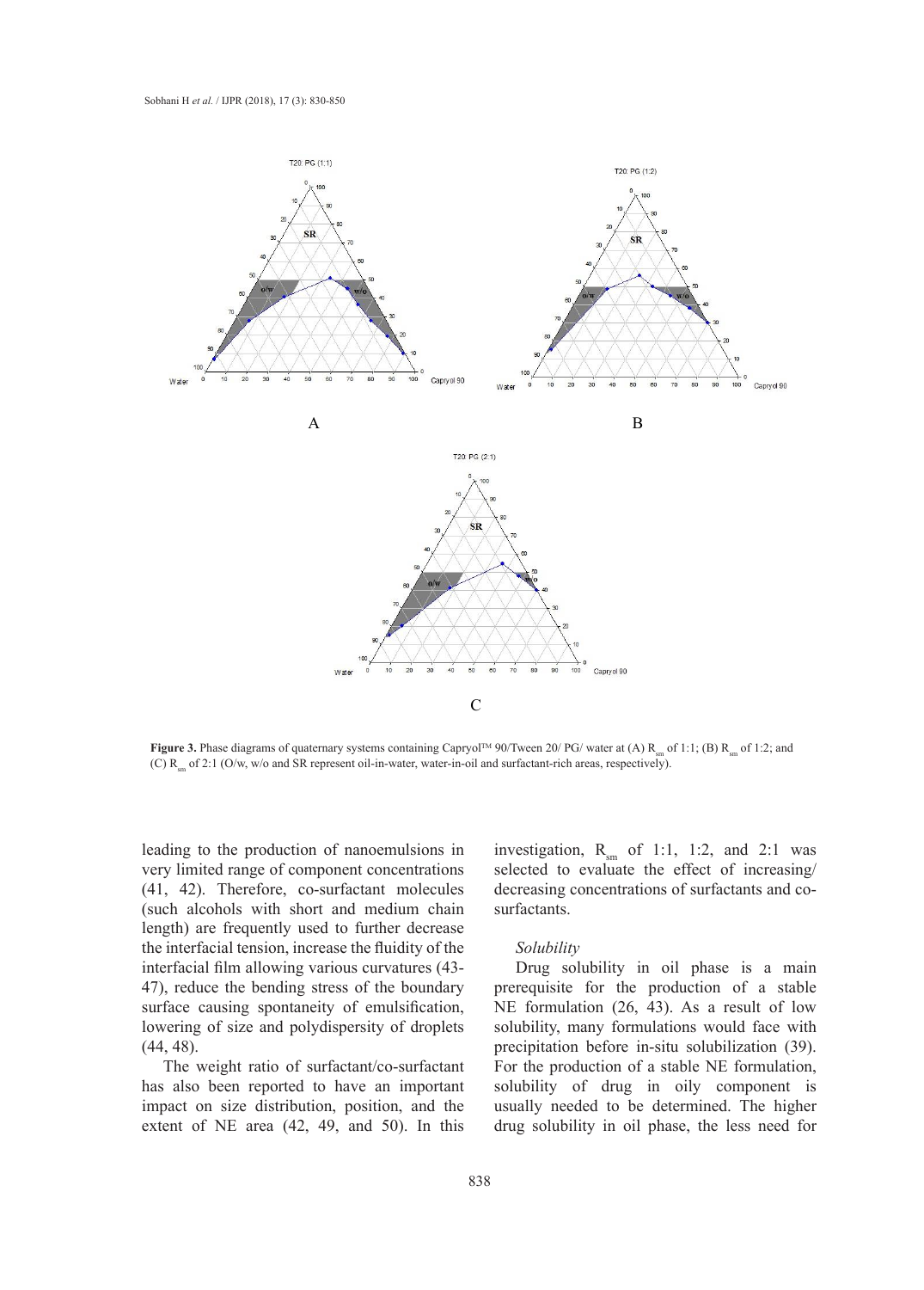**Figure 3.** Phase diagrams of quaternary systems containing Capryol™ 90/Tween 20/ PG/ water at (A) $R_{sm}$ of 1:1; (B) $R_{sm}$ of 1:2; and (C) $R_{sm}$ of 2:1 (O/w, w/o and SR represent oil-in-water, water-in-oil and surfactant-rich areas, respectively).

leading to the production of nanoemulsions in very limited range of component concentrations (41, 42). Therefore, co-surfactant molecules (such alcohols with short and medium chain length) are frequently used to further decrease the interfacial tension, increase the fluidity of the interfacial film allowing various curvatures (43-47), reduce the bending stress of the boundary surface causing spontaneity of emulsification, lowering of size and polydispersity of droplets (44, 48).

The weight ratio of surfactant/co-surfactant has also been reported to have an important impact on size distribution, position, and the extent of NE area (42, 49, and 50). In this investigation, $R_{sm}$ of 1:1, 1:2, and 2:1 was selected to evaluate the effect of increasing/decreasing concentrations of surfactants and co-surfactants.

*Solubility*

Drug solubility in oil phase is a main prerequisite for the production of a stable NE formulation (26, 43). As a result of low solubility, many formulations would face with precipitation before in-situ solubilization (39). For the production of a stable NE formulation, solubility of drug in oily component is usually needed to be determined. The higher drug solubility in oil phase, the less need for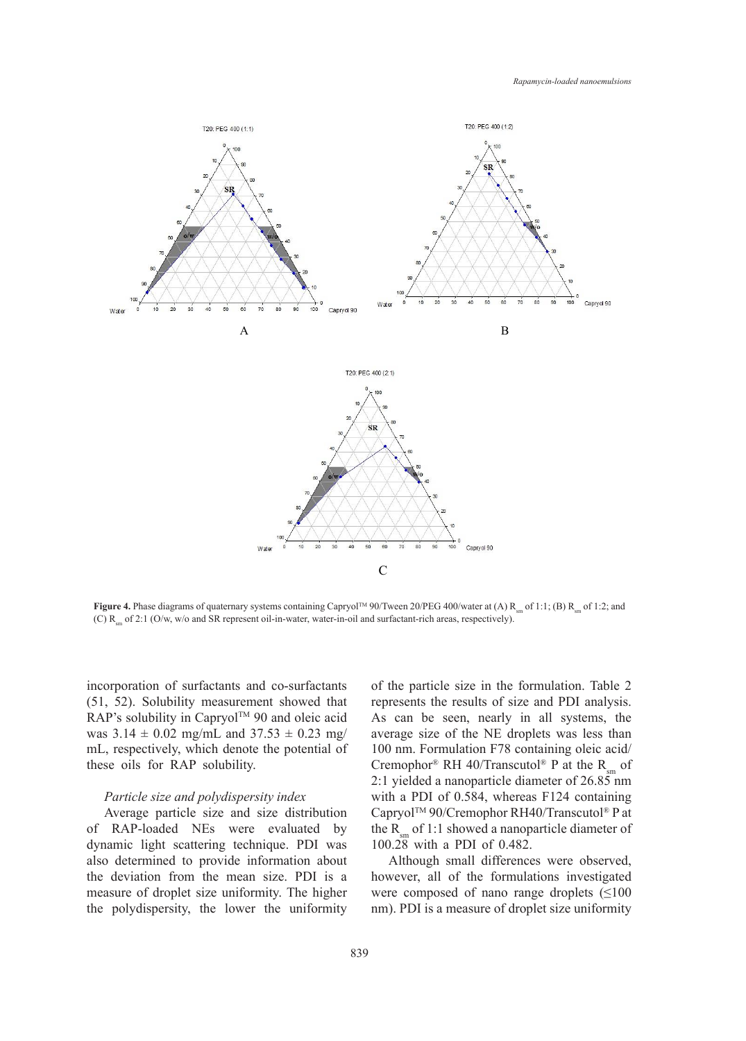**Figure 4.** Phase diagrams of quaternary systems containing Capryol[TM] 90/Tween 20/PEG 400/water at (A) $R_{sm}$ of 1:1; (B) $R_{sm}$ of 1:2; and (C) $R_{sm}$ of 2:1 (O/w, w/o and SR represent oil-in-water, water-in-oil and surfactant-rich areas, respectively).

incorporation of surfactants and co-surfactants (51, 52). Solubility measurement showed that RAP's solubility in Capryol[TM] 90 and oleic acid was 3.14 ± 0.02 mg/mL and 37.53 ± 0.23 mg/mL, respectively, which denote the potential of these oils for RAP solubility.

### *Particle size and polydispersity index*

Average particle size and size distribution of RAP-loaded NEs were evaluated by dynamic light scattering technique. PDI was also determined to provide information about the deviation from the mean size. PDI is a measure of droplet size uniformity. The higher the polydispersity, the lower the uniformity of the particle size in the formulation. Table 2 represents the results of size and PDI analysis. As can be seen, nearly in all systems, the average size of the NE droplets was less than 100 nm. Formulation F78 containing oleic acid/Cremophor® RH 40/Transcutol® P at the $R_{sm}$ of 2:1 yielded a nanoparticle diameter of 26.85 nm with a PDI of 0.584, whereas F124 containing Capryol[TM] 90/Cremophor RH40/Transcutol® P at the $R_{sm}$ of 1:1 showed a nanoparticle diameter of 100.28 with a PDI of 0.482.

Although small differences were observed, however, all of the formulations investigated were composed of nano range droplets (≤100 nm). PDI is a measure of droplet size uniformity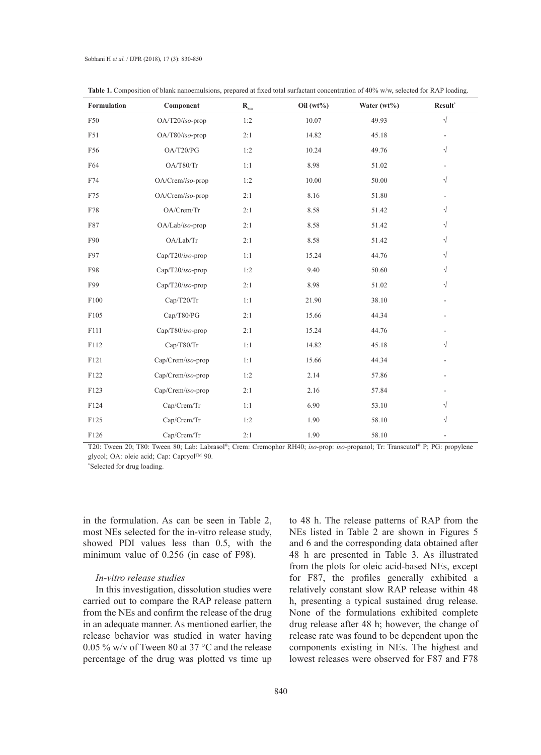**Table 1.** Composition of blank nanoemulsions, prepared at fixed total surfactant concentration of 40% w/w, selected for RAP loading.

| Formulation | Component | $R_{sm}$ | Oil (wt%) | Water (wt%) | Result* |
|---|---|---|---|---|---|
| F50 | OA/T20/*iso*-prop | 1:2 | 10.07 | 49.93 | √ |
| F51 | OA/T80/*iso*-prop | 2:1 | 14.82 | 45.18 | - |
| F56 | OA/T20/PG | 1:2 | 10.24 | 49.76 | √ |
| F64 | OA/T80/Tr | 1:1 | 8.98 | 51.02 | - |
| F74 | OA/Crem/*iso*-prop | 1:2 | 10.00 | 50.00 | √ |
| F75 | OA/Crem/*iso*-prop | 2:1 | 8.16 | 51.80 | - |
| F78 | OA/Crem/Tr | 2:1 | 8.58 | 51.42 | √ |
| F87 | OA/Lab/*iso*-prop | 2:1 | 8.58 | 51.42 | √ |
| F90 | OA/Lab/Tr | 2:1 | 8.58 | 51.42 | √ |
| F97 | Cap/T20/*iso*-prop | 1:1 | 15.24 | 44.76 | √ |
| F98 | Cap/T20/*iso*-prop | 1:2 | 9.40 | 50.60 | √ |
| F99 | Cap/T20/*iso*-prop | 2:1 | 8.98 | 51.02 | √ |
| F100 | Cap/T20/Tr | 1:1 | 21.90 | 38.10 | - |
| F105 | Cap/T80/PG | 2:1 | 15.66 | 44.34 | - |
| F111 | Cap/T80/*iso*-prop | 2:1 | 15.24 | 44.76 | - |
| F112 | Cap/T80/Tr | 1:1 | 14.82 | 45.18 | √ |
| F121 | Cap/Crem/*iso*-prop | 1:1 | 15.66 | 44.34 | - |
| F122 | Cap/Crem/*iso*-prop | 1:2 | 2.14 | 57.86 | - |
| F123 | Cap/Crem/*iso*-prop | 2:1 | 2.16 | 57.84 | - |
| F124 | Cap/Crem/Tr | 1:1 | 6.90 | 53.10 | √ |
| F125 | Cap/Crem/Tr | 1:2 | 1.90 | 58.10 | √ |
| F126 | Cap/Crem/Tr | 2:1 | 1.90 | 58.10 | - |

T20: Tween 20; T80: Tween 80; Lab: Labrasol®; Crem: Cremophor RH40; *iso*-prop: *iso*-propanol; Tr: Transcutol® P; PG: propylene glycol; OA: oleic acid; Cap: Capryol™ 90.

*Selected for drug loading.

in the formulation. As can be seen in Table 2, most NEs selected for the in-vitro release study, showed PDI values less than 0.5, with the minimum value of 0.256 (in case of F98).

### *In-vitro release studies*

In this investigation, dissolution studies were carried out to compare the RAP release pattern from the NEs and confirm the release of the drug in an adequate manner. As mentioned earlier, the release behavior was studied in water having 0.05 % w/v of Tween 80 at 37 °C and the release percentage of the drug was plotted vs time up to 48 h. The release patterns of RAP from the NEs listed in Table 2 are shown in Figures 5 and 6 and the corresponding data obtained after 48 h are presented in Table 3. As illustrated from the plots for oleic acid-based NEs, except for F87, the profiles generally exhibited a relatively constant slow RAP release within 48 h, presenting a typical sustained drug release. None of the formulations exhibited complete drug release after 48 h; however, the change of release rate was found to be dependent upon the components existing in NEs. The highest and lowest releases were observed for F87 and F78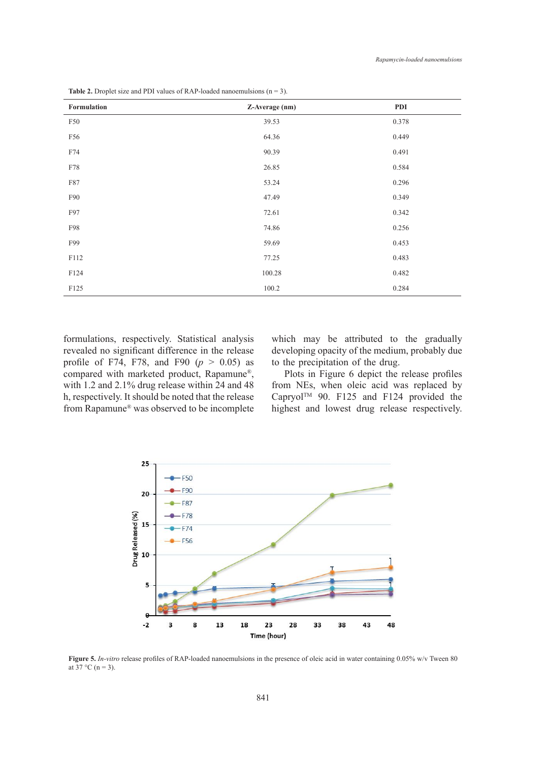**Table 2.** Droplet size and PDI values of RAP-loaded nanoemulsions (n = 3).

| Formulation | Z-Average (nm) | PDI |
|---|---|---|
| F50 | 39.53 | 0.378 |
| F56 | 64.36 | 0.449 |
| F74 | 90.39 | 0.491 |
| F78 | 26.85 | 0.584 |
| F87 | 53.24 | 0.296 |
| F90 | 47.49 | 0.349 |
| F97 | 72.61 | 0.342 |
| F98 | 74.86 | 0.256 |
| F99 | 59.69 | 0.453 |
| F112 | 77.25 | 0.483 |
| F124 | 100.28 | 0.482 |
| F125 | 100.2 | 0.284 |

formulations, respectively. Statistical analysis revealed no significant difference in the release profile of F74, F78, and F90 ($p > 0.05$) as compared with marketed product, Rapamune®, with 1.2 and 2.1% drug release within 24 and 48 h, respectively. It should be noted that the release from Rapamune® was observed to be incomplete which may be attributed to the gradually developing opacity of the medium, probably due to the precipitation of the drug.

Plots in Figure 6 depict the release profiles from NEs, when oleic acid was replaced by Capryol™ 90. F125 and F124 provided the highest and lowest drug release respectively.

**Figure 5.** *In-vitro* release profiles of RAP-loaded nanoemulsions in the presence of oleic acid in water containing 0.05% w/v Tween 80 at 37 °C (n = 3).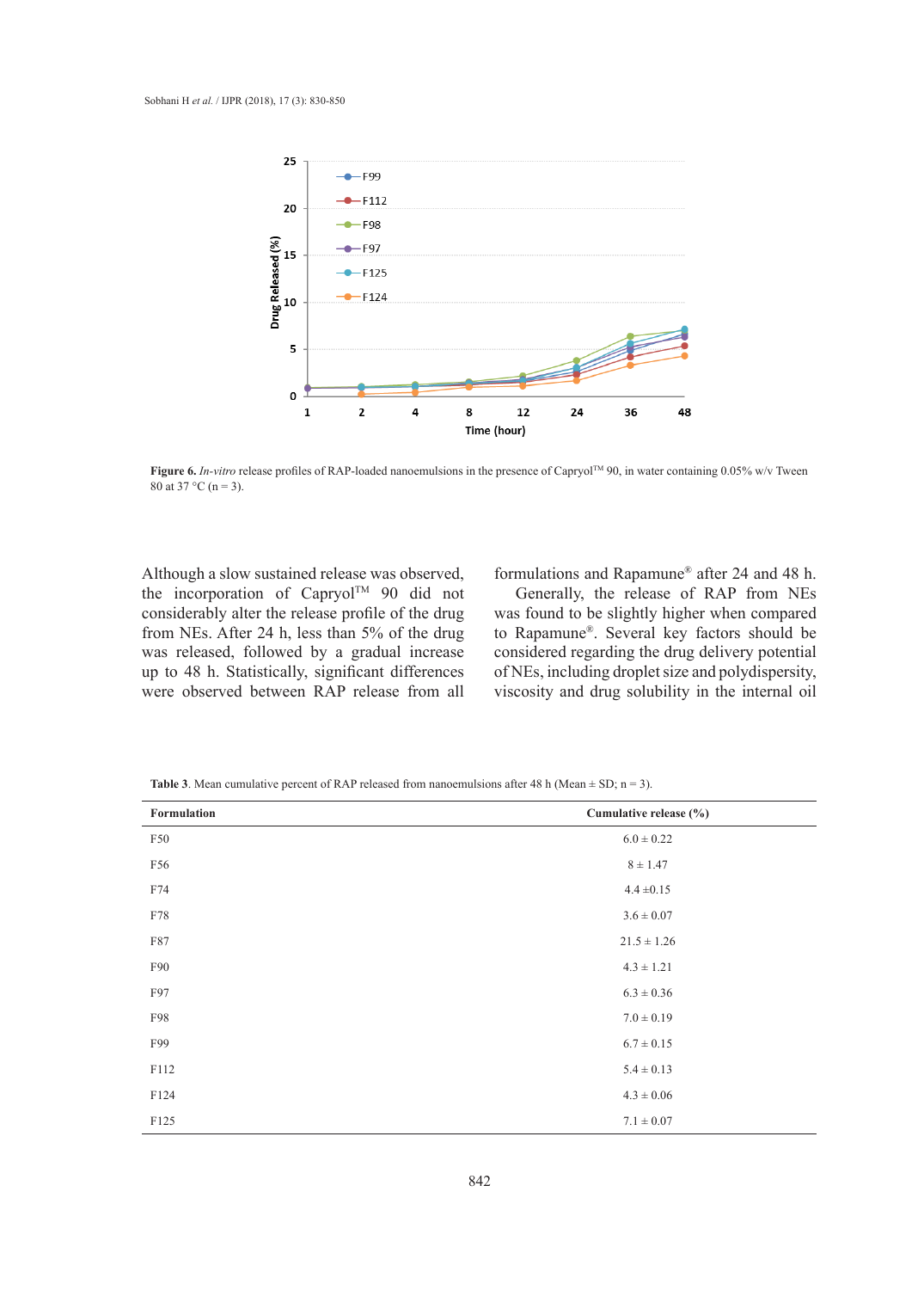Figure 6. *In-vitro* release profiles of RAP-loaded nanoemulsions in the presence of Capryol™ 90, in water containing 0.05% w/v Tween 80 at 37 °C (n = 3).

Although a slow sustained release was observed, the incorporation of Capryol™ 90 did not considerably alter the release profile of the drug from NEs. After 24 h, less than 5% of the drug was released, followed by a gradual increase up to 48 h. Statistically, significant differences were observed between RAP release from all formulations and Rapamune® after 24 and 48 h.

Generally, the release of RAP from NEs was found to be slightly higher when compared to Rapamune®. Several key factors should be considered regarding the drug delivery potential of NEs, including droplet size and polydispersity, viscosity and drug solubility in the internal oil

**Table 3**. Mean cumulative percent of RAP released from nanoemulsions after 48 h (Mean ± SD; n = 3).

| Formulation | Cumulative release (%) |
|---|---|
| F50 | 6.0 ± 0.22 |
| F56 | 8 ± 1.47 |
| F74 | 4.4 ±0.15 |
| F78 | 3.6 ± 0.07 |
| F87 | 21.5 ± 1.26 |
| F90 | 4.3 ± 1.21 |
| F97 | 6.3 ± 0.36 |
| F98 | 7.0 ± 0.19 |
| F99 | 6.7 ± 0.15 |
| F112 | 5.4 ± 0.13 |
| F124 | 4.3 ± 0.06 |
| F125 | 7.1 ± 0.07 |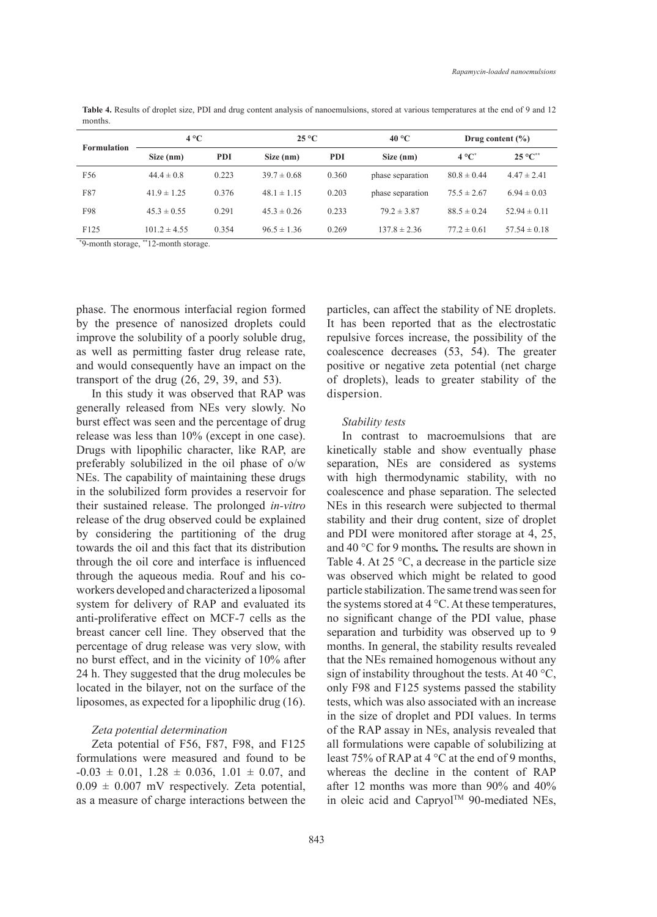**Table 4.** Results of droplet size, PDI and drug content analysis of nanoemulsions, stored at various temperatures at the end of 9 and 12 months.

| Formulation | 4 °C | | 25 °C | | 40 °C | Drug content (%) | |
|---|---|---|---|---|---|---|---|
| | Size (nm) | PDI | Size (nm) | PDI | Size (nm) | 4 °C[*] | 25 °C[**] |
| F56 | 44.4 ± 0.8 | 0.223 | 39.7 ± 0.68 | 0.360 | phase separation | 80.8 ± 0.44 | 4.47 ± 2.41 |
| F87 | 41.9 ± 1.25 | 0.376 | 48.1 ± 1.15 | 0.203 | phase separation | 75.5 ± 2.67 | 6.94 ± 0.03 |
| F98 | 45.3 ± 0.55 | 0.291 | 45.3 ± 0.26 | 0.233 | 79.2 ± 3.87 | 88.5 ± 0.24 | 52.94 ± 0.11 |
| F125 | 101.2 ± 4.55 | 0.354 | 96.5 ± 1.36 | 0.269 | 137.8 ± 2.36 | 77.2 ± 0.61 | 57.54 ± 0.18 |

[*]9-month storage, [**]12-month storage.

phase. The enormous interfacial region formed by the presence of nanosized droplets could improve the solubility of a poorly soluble drug, as well as permitting faster drug release rate, and would consequently have an impact on the transport of the drug (26, 29, 39, and 53).

In this study it was observed that RAP was generally released from NEs very slowly. No burst effect was seen and the percentage of drug release was less than 10% (except in one case). Drugs with lipophilic character, like RAP, are preferably solubilized in the oil phase of o/w NEs. The capability of maintaining these drugs in the solubilized form provides a reservoir for their sustained release. The prolonged *in-vitro* release of the drug observed could be explained by considering the partitioning of the drug towards the oil and this fact that its distribution through the oil core and interface is influenced through the aqueous media. Rouf and his co-workers developed and characterized a liposomal system for delivery of RAP and evaluated its anti-proliferative effect on MCF-7 cells as the breast cancer cell line. They observed that the percentage of drug release was very slow, with no burst effect, and in the vicinity of 10% after 24 h. They suggested that the drug molecules be located in the bilayer, not on the surface of the liposomes, as expected for a lipophilic drug (16).

### *Zeta potential determination*

Zeta potential of F56, F87, F98, and F125 formulations were measured and found to be -0.03 ± 0.01, 1.28 ± 0.036, 1.01 ± 0.07, and 0.09 ± 0.007 mV respectively. Zeta potential, as a measure of charge interactions between the particles, can affect the stability of NE droplets. It has been reported that as the electrostatic repulsive forces increase, the possibility of the coalescence decreases (53, 54). The greater positive or negative zeta potential (net charge of droplets), leads to greater stability of the dispersion.

### *Stability tests*

In contrast to macroemulsions that are kinetically stable and show eventually phase separation, NEs are considered as systems with high thermodynamic stability, with no coalescence and phase separation. The selected NEs in this research were subjected to thermal stability and their drug content, size of droplet and PDI were monitored after storage at 4, 25, and 40 °C for 9 months**.** The results are shown in Table 4. At 25 °C, a decrease in the particle size was observed which might be related to good particle stabilization. The same trend was seen for the systems stored at 4 °C. At these temperatures, no significant change of the PDI value, phase separation and turbidity was observed up to 9 months. In general, the stability results revealed that the NEs remained homogenous without any sign of instability throughout the tests. At 40 °C, only F98 and F125 systems passed the stability tests, which was also associated with an increase in the size of droplet and PDI values. In terms of the RAP assay in NEs, analysis revealed that all formulations were capable of solubilizing at least 75% of RAP at 4 °C at the end of 9 months, whereas the decline in the content of RAP after 12 months was more than 90% and 40% in oleic acid and Capryol™ 90-mediated NEs,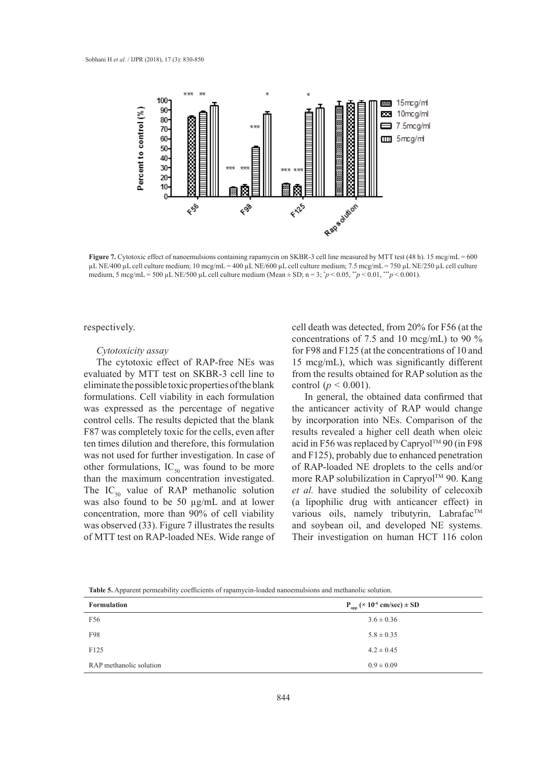**Figure 7.** Cytotoxic effect of nanoemulsions containing rapamycin on SKBR-3 cell line measured by MTT test (48 h). 15 mcg/mL = 600 µL NE/400 µL cell culture medium; 10 mcg/mL = 400 µL NE/600 µL cell culture medium; 7.5 mcg/mL = 750 µL NE/250 µL cell culture medium, 5 mcg/mL = 500 µL NE/500 µL cell culture medium (Mean ± SD; n = 3; $^{*}p < 0.05$, $^{**}p < 0.01$, $^{***}p < 0.001$).

respectively.

*Cytotoxicity assay*

The cytotoxic effect of RAP-free NEs was evaluated by MTT test on SKBR-3 cell line to eliminate the possible toxic properties of the blank formulations. Cell viability in each formulation was expressed as the percentage of negative control cells. The results depicted that the blank F87 was completely toxic for the cells, even after ten times dilution and therefore, this formulation was not used for further investigation. In case of other formulations, $IC_{50}$ was found to be more than the maximum concentration investigated. The $IC_{50}$ value of RAP methanolic solution was also found to be 50 µg/mL and at lower concentration, more than 90% of cell viability was observed (33). Figure 7 illustrates the results of MTT test on RAP-loaded NEs. Wide range of cell death was detected, from 20% for F56 (at the concentrations of 7.5 and 10 mcg/mL) to 90 % for F98 and F125 (at the concentrations of 10 and 15 mcg/mL), which was significantly different from the results obtained for RAP solution as the control ($p < 0.001$).

In general, the obtained data confirmed that the anticancer activity of RAP would change by incorporation into NEs. Comparison of the results revealed a higher cell death when oleic acid in F56 was replaced by Capryol™ 90 (in F98 and F125), probably due to enhanced penetration of RAP-loaded NE droplets to the cells and/or more RAP solubilization in Capryol™ 90. Kang *et al.* have studied the solubility of celecoxib (a lipophilic drug with anticancer effect) in various oils, namely tributyrin, Labrafac™ and soybean oil, and developed NE systems. Their investigation on human HCT 116 colon

**Table 5.** Apparent permeability coefficients of rapamycin-loaded nanoemulsions and methanolic solution.

| Formulation | $P_{app}$ ($\times 10^{-6}$ cm/sec) ± SD |
|---|---|
| F56 | 3.6 ± 0.36 |
| F98 | 5.8 ± 0.35 |
| F125 | 4.2 ± 0.45 |
| RAP methanolic solution | 0.9 ± 0.09 |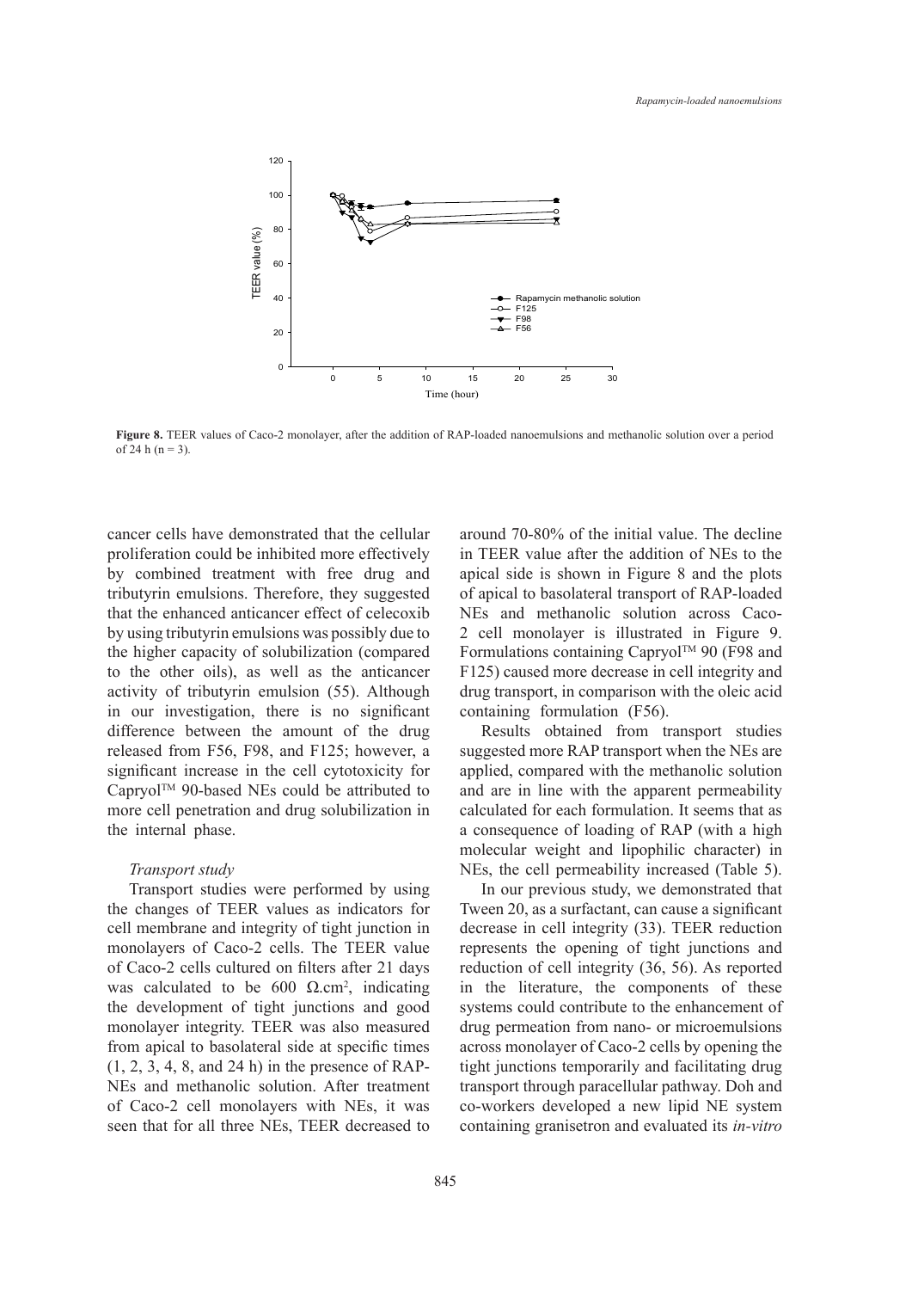**Figure 8.** TEER values of Caco-2 monolayer, after the addition of RAP-loaded nanoemulsions and methanolic solution over a period of 24 h (n = 3).

cancer cells have demonstrated that the cellular proliferation could be inhibited more effectively by combined treatment with free drug and tributyrin emulsions. Therefore, they suggested that the enhanced anticancer effect of celecoxib by using tributyrin emulsions was possibly due to the higher capacity of solubilization (compared to the other oils), as well as the anticancer activity of tributyrin emulsion (55). Although in our investigation, there is no significant difference between the amount of the drug released from F56, F98, and F125; however, a significant increase in the cell cytotoxicity for Capryol™ 90-based NEs could be attributed to more cell penetration and drug solubilization in the internal phase.

### *Transport study*

Transport studies were performed by using the changes of TEER values as indicators for cell membrane and integrity of tight junction in monolayers of Caco-2 cells. The TEER value of Caco-2 cells cultured on filters after 21 days was calculated to be 600 Ω.cm$^2$, indicating the development of tight junctions and good monolayer integrity. TEER was also measured from apical to basolateral side at specific times (1, 2, 3, 4, 8, and 24 h) in the presence of RAP-NEs and methanolic solution. After treatment of Caco-2 cell monolayers with NEs, it was seen that for all three NEs, TEER decreased to around 70-80% of the initial value. The decline in TEER value after the addition of NEs to the apical side is shown in Figure 8 and the plots of apical to basolateral transport of RAP-loaded NEs and methanolic solution across Caco-2 cell monolayer is illustrated in Figure 9. Formulations containing Capryol™ 90 (F98 and F125) caused more decrease in cell integrity and drug transport, in comparison with the oleic acid containing formulation (F56).

Results obtained from transport studies suggested more RAP transport when the NEs are applied, compared with the methanolic solution and are in line with the apparent permeability calculated for each formulation. It seems that as a consequence of loading of RAP (with a high molecular weight and lipophilic character) in NEs, the cell permeability increased (Table 5).

In our previous study, we demonstrated that Tween 20, as a surfactant, can cause a significant decrease in cell integrity (33). TEER reduction represents the opening of tight junctions and reduction of cell integrity (36, 56). As reported in the literature, the components of these systems could contribute to the enhancement of drug permeation from nano- or microemulsions across monolayer of Caco-2 cells by opening the tight junctions temporarily and facilitating drug transport through paracellular pathway. Doh and co-workers developed a new lipid NE system containing granisetron and evaluated its *in-vitro*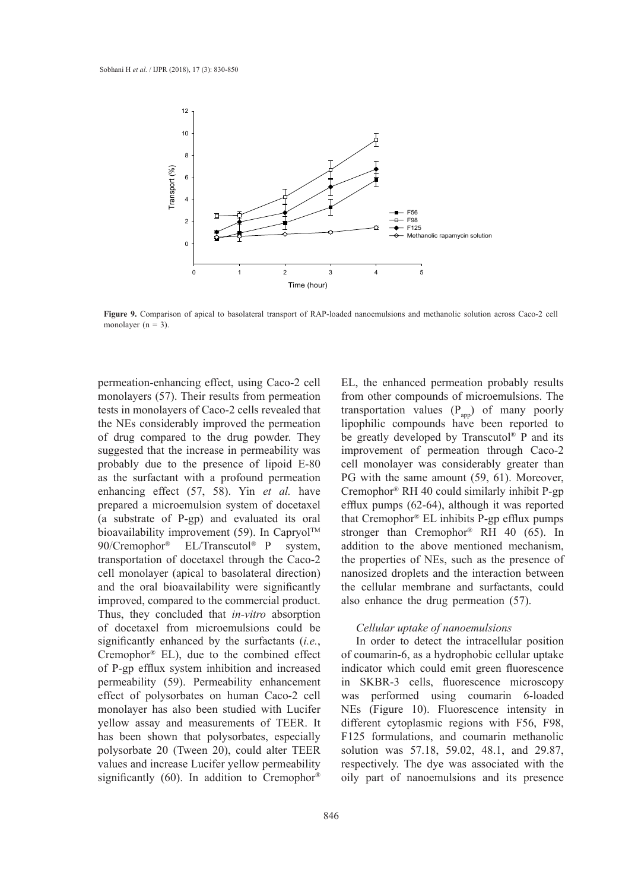**Figure 9.** Comparison of apical to basolateral transport of RAP-loaded nanoemulsions and methanolic solution across Caco-2 cell monolayer (n = 3).

permeation-enhancing effect, using Caco-2 cell monolayers (57). Their results from permeation tests in monolayers of Caco-2 cells revealed that the NEs considerably improved the permeation of drug compared to the drug powder. They suggested that the increase in permeability was probably due to the presence of lipoid E-80 as the surfactant with a profound permeation enhancing effect (57, 58). Yin *et al.* have prepared a microemulsion system of docetaxel (a substrate of P-gp) and evaluated its oral bioavailability improvement (59). In Capryol™ 90/Cremophor® EL/Transcutol® P system, transportation of docetaxel through the Caco-2 cell monolayer (apical to basolateral direction) and the oral bioavailability were significantly improved, compared to the commercial product. Thus, they concluded that *in-vitro* absorption of docetaxel from microemulsions could be significantly enhanced by the surfactants (*i.e.*, Cremophor® EL), due to the combined effect of P-gp efflux system inhibition and increased permeability (59). Permeability enhancement effect of polysorbates on human Caco-2 cell monolayer has also been studied with Lucifer yellow assay and measurements of TEER. It has been shown that polysorbates, especially polysorbate 20 (Tween 20), could alter TEER values and increase Lucifer yellow permeability significantly (60). In addition to Cremophor® EL, the enhanced permeation probably results from other compounds of microemulsions. The transportation values ($P_{app}$) of many poorly lipophilic compounds have been reported to be greatly developed by Transcutol® P and its improvement of permeation through Caco-2 cell monolayer was considerably greater than PG with the same amount (59, 61). Moreover, Cremophor® RH 40 could similarly inhibit P-gp efflux pumps (62-64), although it was reported that Cremophor® EL inhibits P-gp efflux pumps stronger than Cremophor® RH 40 (65). In addition to the above mentioned mechanism, the properties of NEs, such as the presence of nanosized droplets and the interaction between the cellular membrane and surfactants, could also enhance the drug permeation (57).

### *Cellular uptake of nanoemulsions*

In order to detect the intracellular position of coumarin-6, as a hydrophobic cellular uptake indicator which could emit green fluorescence in SKBR-3 cells, fluorescence microscopy was performed using coumarin 6-loaded NEs (Figure 10). Fluorescence intensity in different cytoplasmic regions with F56, F98, F125 formulations, and coumarin methanolic solution was 57.18, 59.02, 48.1, and 29.87, respectively. The dye was associated with the oily part of nanoemulsions and its presence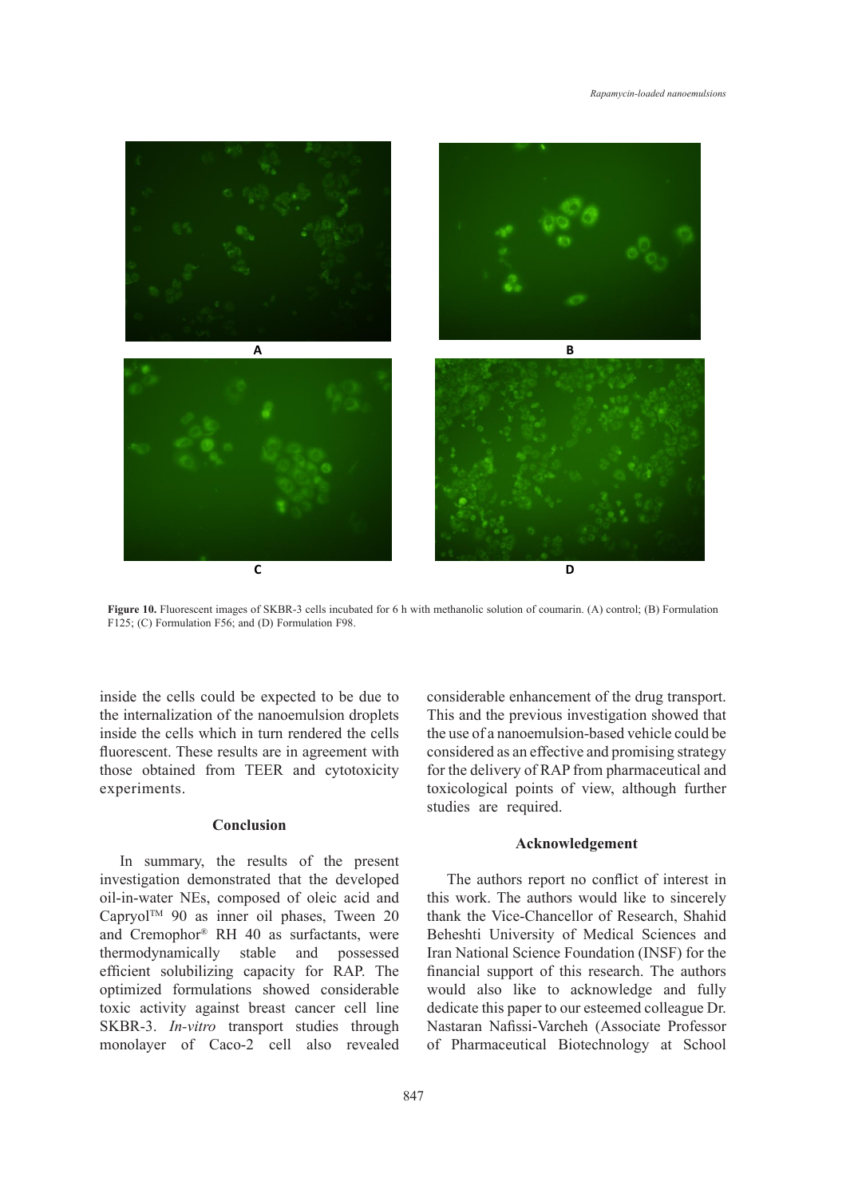Figure 10. Fluorescent images of SKBR-3 cells incubated for 6 h with methanolic solution of coumarin. (A) control; (B) Formulation F125; (C) Formulation F56; and (D) Formulation F98.

inside the cells could be expected to be due to the internalization of the nanoemulsion droplets inside the cells which in turn rendered the cells fluorescent. These results are in agreement with those obtained from TEER and cytotoxicity experiments.

## Conclusion

In summary, the results of the present investigation demonstrated that the developed oil-in-water NEs, composed of oleic acid and Capryol™ 90 as inner oil phases, Tween 20 and Cremophor® RH 40 as surfactants, were thermodynamically stable and possessed efficient solubilizing capacity for RAP. The optimized formulations showed considerable toxic activity against breast cancer cell line SKBR-3. *In-vitro* transport studies through monolayer of Caco-2 cell also revealed considerable enhancement of the drug transport. This and the previous investigation showed that the use of a nanoemulsion-based vehicle could be considered as an effective and promising strategy for the delivery of RAP from pharmaceutical and toxicological points of view, although further studies are required.

## Acknowledgement

The authors report no conflict of interest in this work. The authors would like to sincerely thank the Vice-Chancellor of Research, Shahid Beheshti University of Medical Sciences and Iran National Science Foundation (INSF) for the financial support of this research. The authors would also like to acknowledge and fully dedicate this paper to our esteemed colleague Dr. Nastaran Nafissi-Varcheh (Associate Professor of Pharmaceutical Biotechnology at School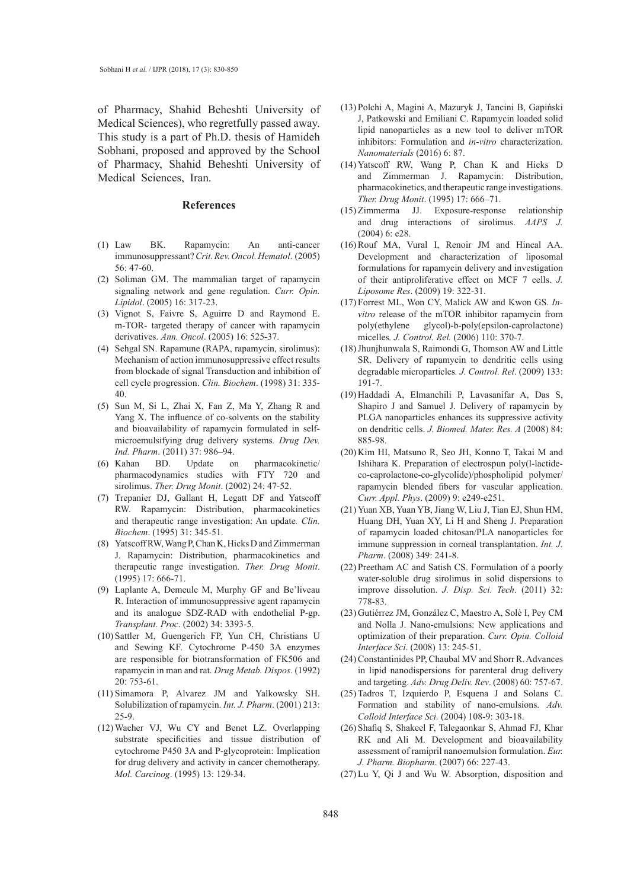of Pharmacy, Shahid Beheshti University of Medical Sciences), who regretfully passed away. This study is a part of Ph.D. thesis of Hamideh Sobhani, proposed and approved by the School of Pharmacy, Shahid Beheshti University of Medical Sciences, Iran.

## References

(1) Law BK. Rapamycin: An anti-cancer immunosuppressant? *Crit. Rev. Oncol. Hematol*. (2005) 56: 47-60.

(2) Soliman GM. The mammalian target of rapamycin signaling network and gene regulation. *Curr. Opin. Lipidol*. (2005) 16: 317-23.

(3) Vignot S, Faivre S, Aguirre D and Raymond E. m-TOR- targeted therapy of cancer with rapamycin derivatives. *Ann. Oncol*. (2005) 16: 525-37.

(4) Sehgal SN. Rapamune (RAPA, rapamycin, sirolimus): Mechanism of action immunosuppressive effect results from blockade of signal Transduction and inhibition of cell cycle progression. *Clin. Biochem*. (1998) 31: 335-40.

(5) Sun M, Si L, Zhai X, Fan Z, Ma Y, Zhang R and Yang X. The influence of co-solvents on the stability and bioavailability of rapamycin formulated in self-microemulsifying drug delivery systems*. Drug Dev. Ind. Pharm*. (2011) 37: 986–94.

(6) Kahan BD. Update on pharmacokinetic/pharmacodynamics studies with FTY 720 and sirolimus. *Ther. Drug Monit*. (2002) 24: 47-52.

(7) Trepanier DJ, Gallant H, Legatt DF and Yatscoff RW. Rapamycin: Distribution, pharmacokinetics and therapeutic range investigation: An update*. Clin. Biochem*. (1995) 31: 345-51.

(8) Yatscoff RW, Wang P, Chan K, Hicks D and Zimmerman J. Rapamycin: Distribution, pharmacokinetics and therapeutic range investigation. *Ther. Drug Monit*. (1995) 17: 666-71.

(9) Laplante A, Demeule M, Murphy GF and Be'liveau R. Interaction of immunosuppressive agent rapamycin and its analogue SDZ-RAD with endothelial P-gp. *Transplant. Proc*. (2002) 34: 3393-5.

(10) Sattler M, Guengerich FP, Yun CH, Christians U and Sewing KF. Cytochrome P-450 3A enzymes are responsible for biotransformation of FK506 and rapamycin in man and rat. *Drug Metab. Dispos*. (1992) 20: 753-61.

(11) Simamora P, Alvarez JM and Yalkowsky SH. Solubilization of rapamycin. *Int. J. Pharm*. (2001) 213: 25-9.

(12) Wacher VJ, Wu CY and Benet LZ. Overlapping substrate specificities and tissue distribution of cytochrome P450 3A and P-glycoprotein: Implication for drug delivery and activity in cancer chemotherapy. *Mol. Carcinog*. (1995) 13: 129-34.

(13) Polchi A, Magini A, Mazuryk J, Tancini B, Gapiński J, Patkowski and Emiliani C. Rapamycin loaded solid lipid nanoparticles as a new tool to deliver mTOR inhibitors: Formulation and *in-vitro* characterization. *Nanomaterials* (2016) 6: 87.

(14) Yatscoff RW, Wang P, Chan K and Hicks D and Zimmerman J. Rapamycin: Distribution, pharmacokinetics, and therapeutic range investigations. *Ther. Drug Monit*. (1995) 17: 666–71.

(15) Zimmerma JJ. Exposure-response relationship and drug interactions of sirolimus. *AAPS J.* (2004) 6: e28.

(16) Rouf MA, Vural I, Renoir JM and Hincal AA. Development and characterization of liposomal formulations for rapamycin delivery and investigation of their antiproliferative effect on MCF 7 cells. *J. Liposome Res*. (2009) 19: 322-31.

(17) Forrest ML, Won CY, Malick AW and Kwon GS. *In-vitro* release of the mTOR inhibitor rapamycin from poly(ethylene glycol)-b-poly(epsilon-caprolactone) micelles*. J. Control. Rel.* (2006) 110: 370-7.

(18) Jhunjhunwala S, Raimondi G, Thomson AW and Little SR. Delivery of rapamycin to dendritic cells using degradable microparticles*. J. Control. Rel*. (2009) 133: 191-7.

(19) Haddadi A, Elmanchili P, Lavasanifar A, Das S, Shapiro J and Samuel J. Delivery of rapamycin by PLGA nanoparticles enhances its suppressive activity on dendritic cells. *J. Biomed. Mater. Res. A* (2008) 84: 885-98.

(20) Kim HI, Matsuno R, Seo JH, Konno T, Takai M and Ishihara K. Preparation of electrospun poly(l-lactide-co-caprolactone-co-glycolide)/phospholipid polymer/rapamycin blended fibers for vascular application. *Curr. Appl. Phys*. (2009) 9: e249-e251.

(21) Yuan XB, Yuan YB, Jiang W, Liu J, Tian EJ, Shun HM, Huang DH, Yuan XY, Li H and Sheng J. Preparation of rapamycin loaded chitosan/PLA nanoparticles for immune suppression in corneal transplantation. *Int. J. Pharm*. (2008) 349: 241-8.

(22) Preetham AC and Satish CS. Formulation of a poorly water-soluble drug sirolimus in solid dispersions to improve dissolution. *J. Disp. Sci. Tech*. (2011) 32: 778-83.

(23) Gutiérrez JM, González C, Maestro A, Solè I, Pey CM and Nolla J. Nano-emulsions: New applications and optimization of their preparation. *Curr. Opin. Colloid Interface Sci*. (2008) 13: 245-51.

(24) Constantinides PP, Chaubal MV and Shorr R. Advances in lipid nanodispersions for parenteral drug delivery and targeting. *Adv. Drug Deliv. Rev*. (2008) 60: 757-67.

(25) Tadros T, Izquierdo P, Esquena J and Solans C. Formation and stability of nano-emulsions. *Adv. Colloid Interface Sci.* (2004) 108-9: 303-18.

(26) Shafiq S, Shakeel F, Talegaonkar S, Ahmad FJ, Khar RK and Ali M. Development and bioavailability assessment of ramipril nanoemulsion formulation. *Eur. J. Pharm. Biopharm*. (2007) 66: 227-43.

(27) Lu Y, Qi J and Wu W. Absorption, disposition and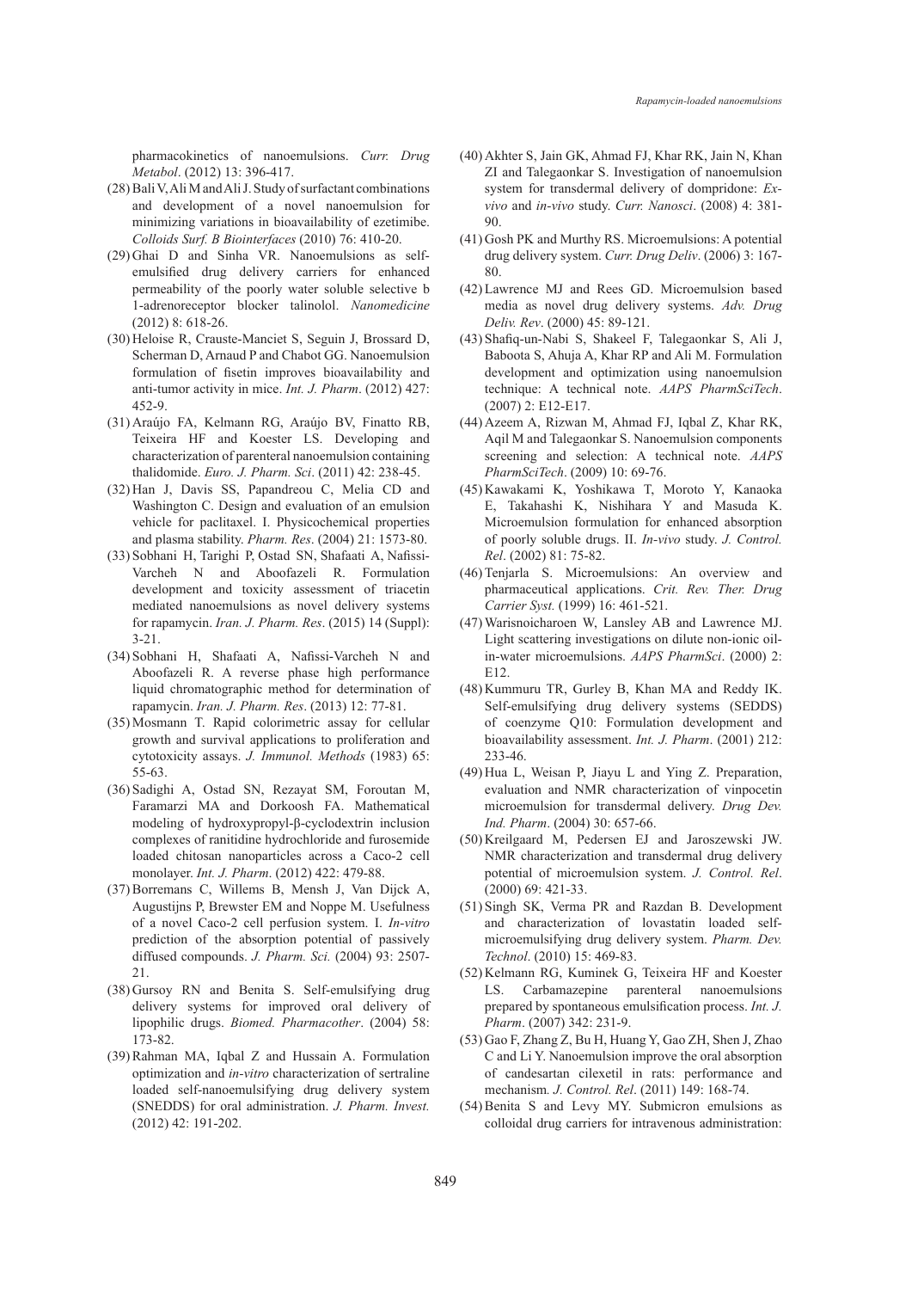pharmacokinetics of nanoemulsions. *Curr. Drug Metabol*. (2012) 13: 396-417.

(28) Bali V, Ali M and Ali J. Study of surfactant combinations and development of a novel nanoemulsion for minimizing variations in bioavailability of ezetimibe. *Colloids Surf. B Biointerfaces* (2010) 76: 410-20.

(29) Ghai D and Sinha VR. Nanoemulsions as self-emulsified drug delivery carriers for enhanced permeability of the poorly water soluble selective b 1-adrenoreceptor blocker talinolol. *Nanomedicine* (2012) 8: 618-26.

(30) Heloise R, Crauste-Manciet S, Seguin J, Brossard D, Scherman D, Arnaud P and Chabot GG. Nanoemulsion formulation of fisetin improves bioavailability and anti-tumor activity in mice. *Int. J. Pharm*. (2012) 427: 452-9.

(31) Araújo FA, Kelmann RG, Araújo BV, Finatto RB, Teixeira HF and Koester LS. Developing and characterization of parenteral nanoemulsion containing thalidomide. *Euro. J. Pharm. Sci*. (2011) 42: 238-45.

(32) Han J, Davis SS, Papandreou C, Melia CD and Washington C. Design and evaluation of an emulsion vehicle for paclitaxel. I. Physicochemical properties and plasma stability. *Pharm. Res*. (2004) 21: 1573-80.

(33) Sobhani H, Tarighi P, Ostad SN, Shafaati A, Nafissi-Varcheh N and Aboofazeli R. Formulation development and toxicity assessment of triacetin mediated nanoemulsions as novel delivery systems for rapamycin. *Iran. J. Pharm. Res*. (2015) 14 (Suppl): 3-21.

(34) Sobhani H, Shafaati A, Nafissi-Varcheh N and Aboofazeli R. A reverse phase high performance liquid chromatographic method for determination of rapamycin. *Iran. J. Pharm. Res*. (2013) 12: 77-81.

(35) Mosmann T. Rapid colorimetric assay for cellular growth and survival applications to proliferation and cytotoxicity assays. *J. Immunol. Methods* (1983) 65: 55-63.

(36) Sadighi A, Ostad SN, Rezayat SM, Foroutan M, Faramarzi MA and Dorkoosh FA. Mathematical modeling of hydroxypropyl-β-cyclodextrin inclusion complexes of ranitidine hydrochloride and furosemide loaded chitosan nanoparticles across a Caco-2 cell monolayer. *Int. J. Pharm*. (2012) 422: 479-88.

(37) Borremans C, Willems B, Mensh J, Van Dijck A, Augustijns P, Brewster EM and Noppe M. Usefulness of a novel Caco-2 cell perfusion system. I. *In-vitro* prediction of the absorption potential of passively diffused compounds. *J. Pharm. Sci.* (2004) 93: 2507-21.

(38) Gursoy RN and Benita S. Self-emulsifying drug delivery systems for improved oral delivery of lipophilic drugs. *Biomed. Pharmacother*. (2004) 58: 173-82.

(39) Rahman MA, Iqbal Z and Hussain A. Formulation optimization and *in-vitro* characterization of sertraline loaded self-nanoemulsifying drug delivery system (SNEDDS) for oral administration. *J. Pharm. Invest.* (2012) 42: 191-202.

(40) Akhter S, Jain GK, Ahmad FJ, Khar RK, Jain N, Khan ZI and Talegaonkar S. Investigation of nanoemulsion system for transdermal delivery of dompridone: *Ex-vivo* and *in-vivo* study. *Curr. Nanosci*. (2008) 4: 381-90.

(41) Gosh PK and Murthy RS. Microemulsions: A potential drug delivery system. *Curr. Drug Deliv*. (2006) 3: 167-80.

(42) Lawrence MJ and Rees GD. Microemulsion based media as novel drug delivery systems. *Adv. Drug Deliv. Rev*. (2000) 45: 89-121.

(43) Shafiq-un-Nabi S, Shakeel F, Talegaonkar S, Ali J, Baboota S, Ahuja A, Khar RP and Ali M. Formulation development and optimization using nanoemulsion technique: A technical note. *AAPS PharmSciTech*. (2007) 2: E12-E17.

(44) Azeem A, Rizwan M, Ahmad FJ, Iqbal Z, Khar RK, Aqil M and Talegaonkar S. Nanoemulsion components screening and selection: A technical note. *AAPS PharmSciTech*. (2009) 10: 69-76.

(45) Kawakami K, Yoshikawa T, Moroto Y, Kanaoka E, Takahashi K, Nishihara Y and Masuda K. Microemulsion formulation for enhanced absorption of poorly soluble drugs. II. *In-vivo* study. *J. Control. Rel*. (2002) 81: 75-82.

(46) Tenjarla S. Microemulsions: An overview and pharmaceutical applications. *Crit. Rev. Ther. Drug Carrier Syst.* (1999) 16: 461-521.

(47) Warisnoicharoen W, Lansley AB and Lawrence MJ. Light scattering investigations on dilute non-ionic oil-in-water microemulsions. *AAPS PharmSci*. (2000) 2: E12.

(48) Kummuru TR, Gurley B, Khan MA and Reddy IK. Self-emulsifying drug delivery systems (SEDDS) of coenzyme Q10: Formulation development and bioavailability assessment. *Int. J. Pharm*. (2001) 212: 233-46.

(49) Hua L, Weisan P, Jiayu L and Ying Z. Preparation, evaluation and NMR characterization of vinpocetin microemulsion for transdermal delivery. *Drug Dev. Ind. Pharm*. (2004) 30: 657-66.

(50) Kreilgaard M, Pedersen EJ and Jaroszewski JW. NMR characterization and transdermal drug delivery potential of microemulsion system. *J. Control. Rel*. (2000) 69: 421-33.

(51) Singh SK, Verma PR and Razdan B. Development and characterization of lovastatin loaded self-microemulsifying drug delivery system. *Pharm. Dev. Technol*. (2010) 15: 469-83.

(52) Kelmann RG, Kuminek G, Teixeira HF and Koester LS. Carbamazepine parenteral nanoemulsions prepared by spontaneous emulsification process. *Int. J. Pharm*. (2007) 342: 231-9.

(53) Gao F, Zhang Z, Bu H, Huang Y, Gao ZH, Shen J, Zhao C and Li Y. Nanoemulsion improve the oral absorption of candesartan cilexetil in rats: performance and mechanism. *J. Control. Rel*. (2011) 149: 168-74.

(54) Benita S and Levy MY. Submicron emulsions as colloidal drug carriers for intravenous administration: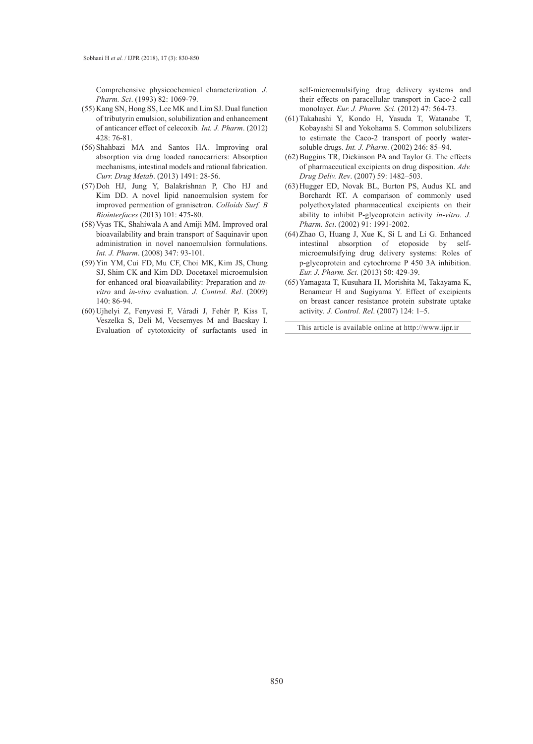Comprehensive physicochemical characterization. *J. Pharm. Sci*. (1993) 82: 1069-79.

(55) Kang SN, Hong SS, Lee MK and Lim SJ. Dual function of tributyrin emulsion, solubilization and enhancement of anticancer effect of celecoxib. *Int. J. Pharm*. (2012) 428: 76-81.

(56) Shahbazi MA and Santos HA. Improving oral absorption via drug loaded nanocarriers: Absorption mechanisms, intestinal models and rational fabrication. *Curr. Drug Metab*. (2013) 1491: 28-56.

(57) Doh HJ, Jung Y, Balakrishnan P, Cho HJ and Kim DD. A novel lipid nanoemulsion system for improved permeation of granisetron. *Colloids Surf. B Biointerfaces* (2013) 101: 475-80.

(58) Vyas TK, Shahiwala A and Amiji MM. Improved oral bioavailability and brain transport of Saquinavir upon administration in novel nanoemulsion formulations. *Int. J. Pharm*. (2008) 347: 93-101.

(59) Yin YM, Cui FD, Mu CF, Choi MK, Kim JS, Chung SJ, Shim CK and Kim DD. Docetaxel microemulsion for enhanced oral bioavailability: Preparation and *in-vitro* and *in-vivo* evaluation. *J. Control. Rel*. (2009) 140: 86-94.

(60) Ujhelyi Z, Fenyvesi F, Váradi J, Fehér P, Kiss T, Veszelka S, Deli M, Vecsemyes M and Bacskay I. Evaluation of cytotoxicity of surfactants used in self-microemulsifying drug delivery systems and their effects on paracellular transport in Caco-2 call monolayer. *Eur. J. Pharm. Sci*. (2012) 47: 564-73.

(61) Takahashi Y, Kondo H, Yasuda T, Watanabe T, Kobayashi SI and Yokohama S. Common solubilizers to estimate the Caco-2 transport of poorly water-soluble drugs. *Int. J. Pharm*. (2002) 246: 85–94.

(62) Buggins TR, Dickinson PA and Taylor G. The effects of pharmaceutical excipients on drug disposition. *Adv. Drug Deliv. Rev*. (2007) 59: 1482–503.

(63) Hugger ED, Novak BL, Burton PS, Audus KL and Borchardt RT. A comparison of commonly used polyethoxylated pharmaceutical excipients on their ability to inhibit P-glycoprotein activity *in-vitro*. *J. Pharm. Sci*. (2002) 91: 1991-2002.

(64) Zhao G, Huang J, Xue K, Si L and Li G. Enhanced intestinal absorption of etoposide by self-microemulsifying drug delivery systems: Roles of p-glycoprotein and cytochrome P 450 3A inhibition. *Eur. J. Pharm. Sci.* (2013) 50: 429-39.

(65) Yamagata T, Kusuhara H, Morishita M, Takayama K, Benameur H and Sugiyama Y. Effect of excipients on breast cancer resistance protein substrate uptake activity. *J. Control. Rel*. (2007) 124: 1–5.

This article is available online at http://www.ijpr.ir